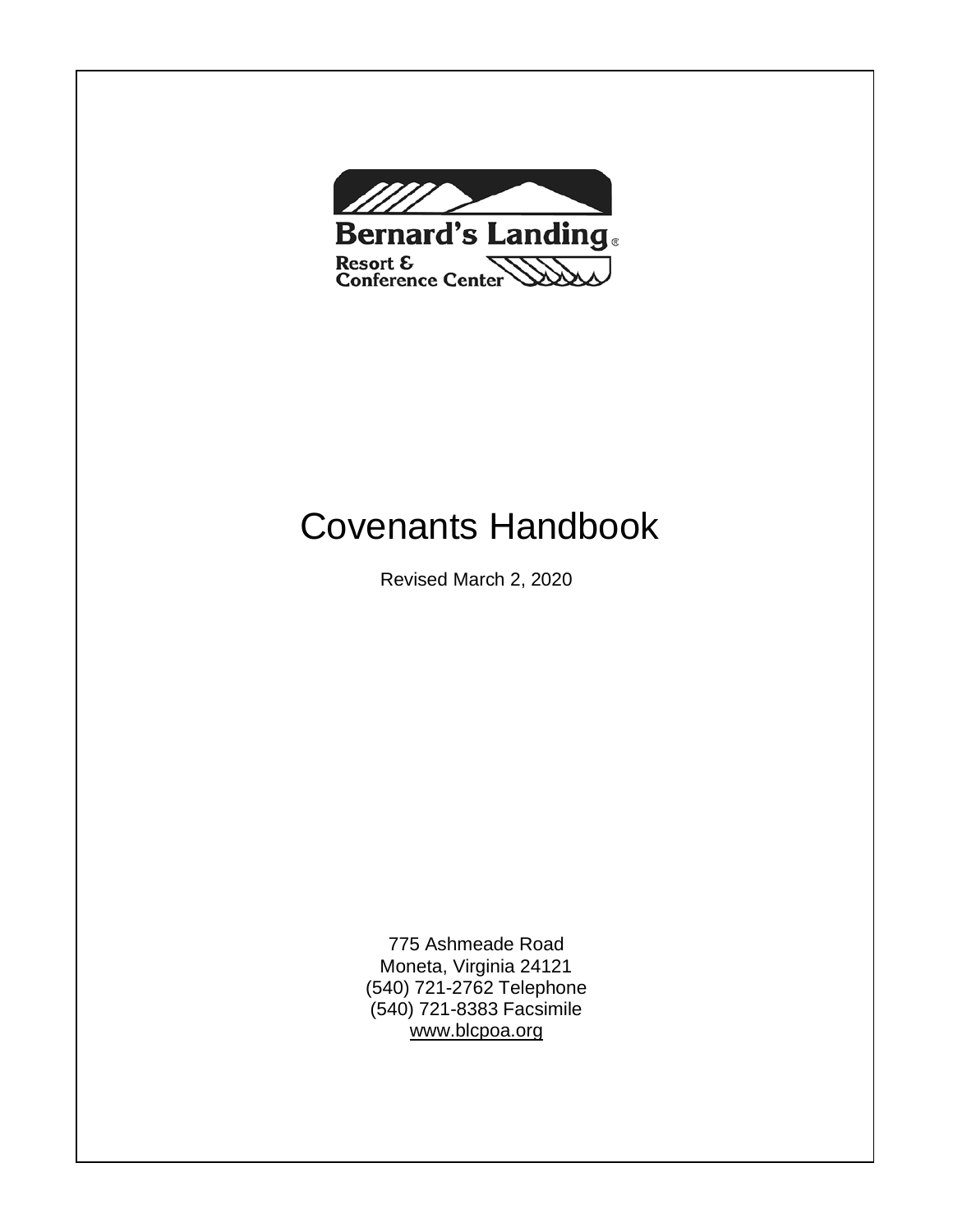Bernard's Landing®

Resort & Conference Center

# Covenants Handbook

Revised March 2, 2020

775 Ashmeade Road
Moneta, Virginia 24121
(540) 721-2762 Telephone
(540) 721-8383 Facsimile
www.blcpoa.org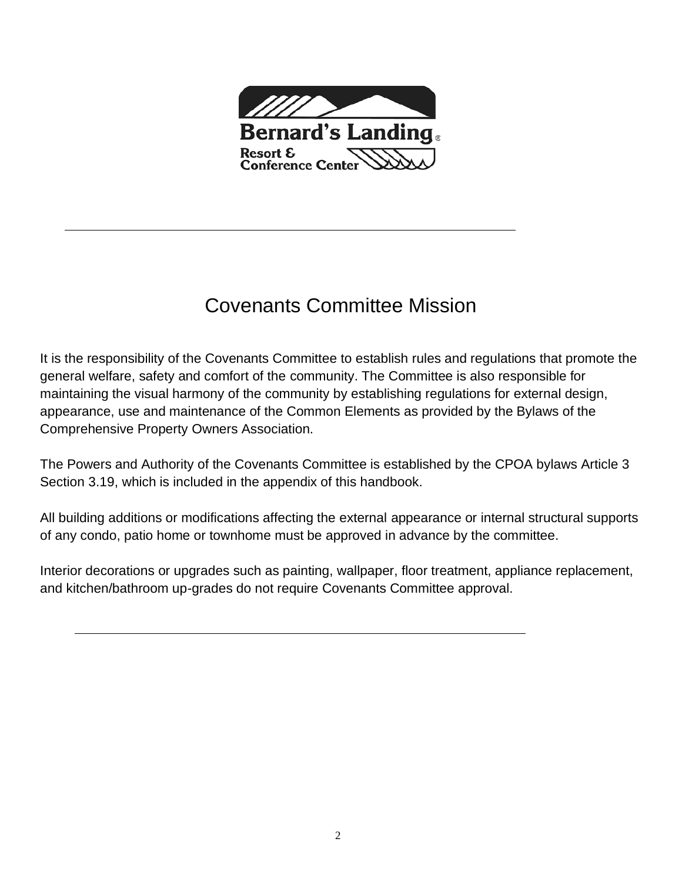# Covenants Committee Mission

It is the responsibility of the Covenants Committee to establish rules and regulations that promote the general welfare, safety and comfort of the community. The Committee is also responsible for maintaining the visual harmony of the community by establishing regulations for external design, appearance, use and maintenance of the Common Elements as provided by the Bylaws of the Comprehensive Property Owners Association.

The Powers and Authority of the Covenants Committee is established by the CPOA bylaws Article 3 Section 3.19, which is included in the appendix of this handbook.

All building additions or modifications affecting the external appearance or internal structural supports of any condo, patio home or townhome must be approved in advance by the committee.

Interior decorations or upgrades such as painting, wallpaper, floor treatment, appliance replacement, and kitchen/bathroom up-grades do not require Covenants Committee approval.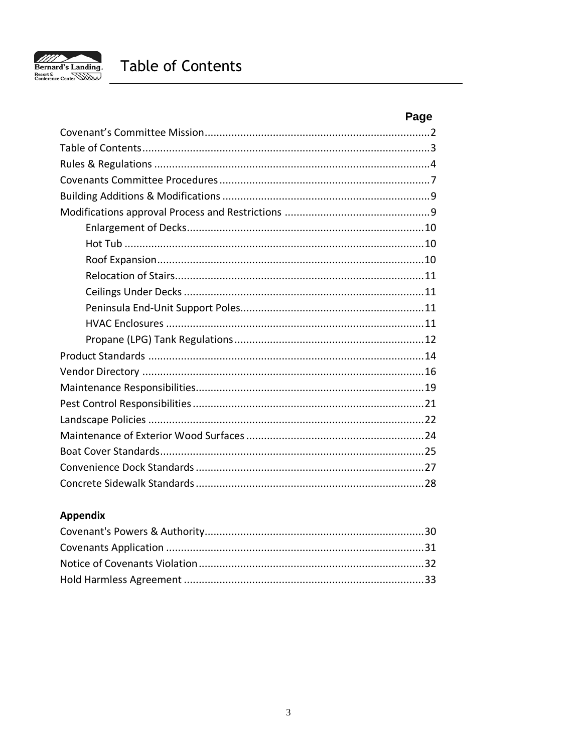# Table of Contents

| | Page |
|---|---|
| Covenant's Committee Mission | 2 |
| Table of Contents | 3 |
| Rules & Regulations | 4 |
| Covenants Committee Procedures | 7 |
| Building Additions & Modifications | 9 |
| Modifications approval Process and Restrictions | 9 |
| Enlargement of Decks | 10 |
| Hot Tub | 10 |
| Roof Expansion | 10 |
| Relocation of Stairs | 11 |
| Ceilings Under Decks | 11 |
| Peninsula End-Unit Support Poles | 11 |
| HVAC Enclosures | 11 |
| Propane (LPG) Tank Regulations | 12 |
| Product Standards | 14 |
| Vendor Directory | 16 |
| Maintenance Responsibilities | 19 |
| Pest Control Responsibilities | 21 |
| Landscape Policies | 22 |
| Maintenance of Exterior Wood Surfaces | 24 |
| Boat Cover Standards | 25 |
| Convenience Dock Standards | 27 |
| Concrete Sidewalk Standards | 28 |

**Appendix**

| | |
|---|---|
| Covenant's Powers & Authority | 30 |
| Covenants Application | 31 |
| Notice of Covenants Violation | 32 |
| Hold Harmless Agreement | 33 |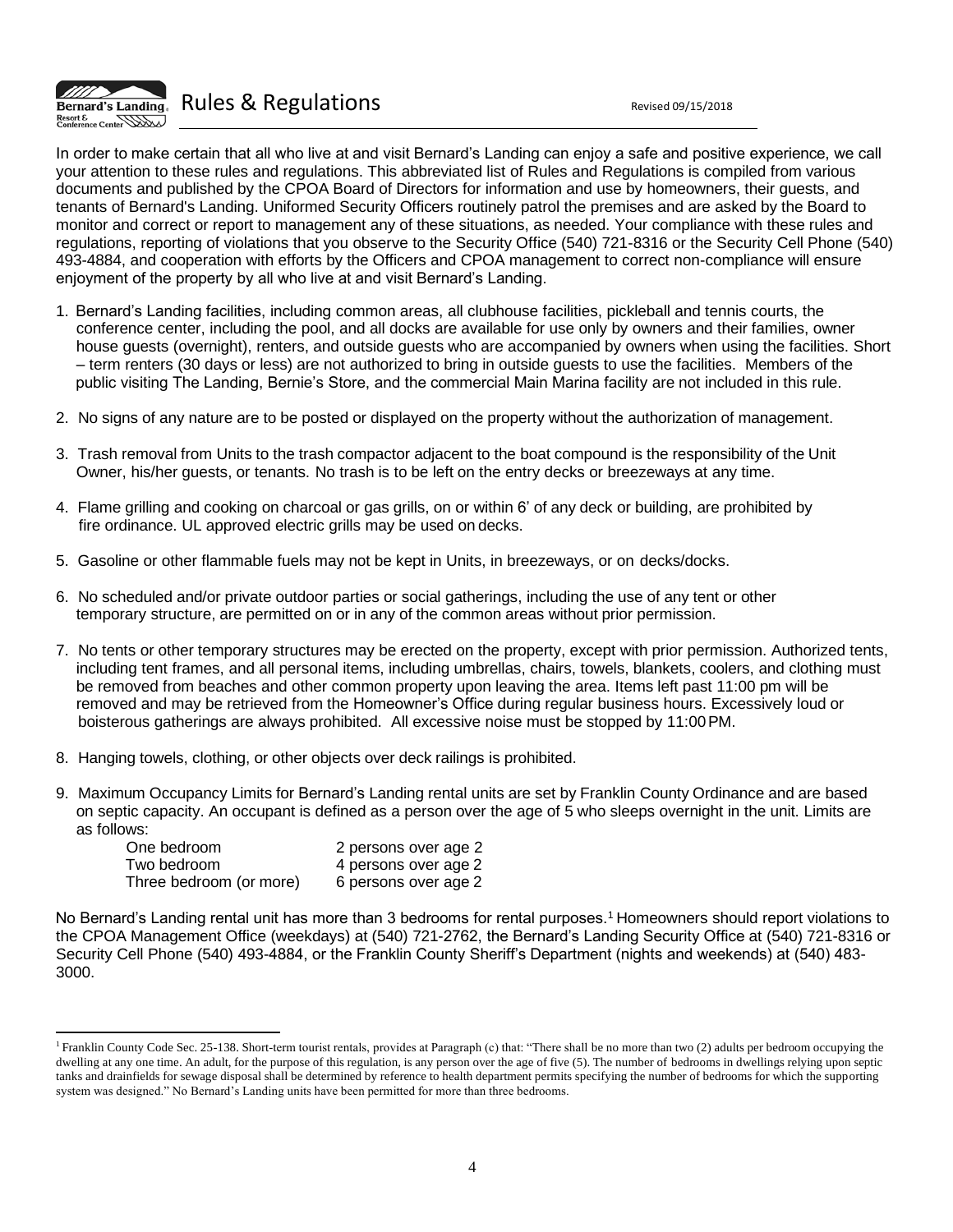# Rules & Regulations

Revised 09/15/2018

In order to make certain that all who live at and visit Bernard's Landing can enjoy a safe and positive experience, we call your attention to these rules and regulations. This abbreviated list of Rules and Regulations is compiled from various documents and published by the CPOA Board of Directors for information and use by homeowners, their guests, and tenants of Bernard's Landing. Uniformed Security Officers routinely patrol the premises and are asked by the Board to monitor and correct or report to management any of these situations, as needed. Your compliance with these rules and regulations, reporting of violations that you observe to the Security Office (540) 721-8316 or the Security Cell Phone (540) 493-4884, and cooperation with efforts by the Officers and CPOA management to correct non-compliance will ensure enjoyment of the property by all who live at and visit Bernard's Landing.

1. Bernard's Landing facilities, including common areas, all clubhouse facilities, pickleball and tennis courts, the conference center, including the pool, and all docks are available for use only by owners and their families, owner house guests (overnight), renters, and outside guests who are accompanied by owners when using the facilities. Short – term renters (30 days or less) are not authorized to bring in outside guests to use the facilities. Members of the public visiting The Landing, Bernie's Store, and the commercial Main Marina facility are not included in this rule.

2. No signs of any nature are to be posted or displayed on the property without the authorization of management.

3. Trash removal from Units to the trash compactor adjacent to the boat compound is the responsibility of the Unit Owner, his/her guests, or tenants. No trash is to be left on the entry decks or breezeways at any time.

4. Flame grilling and cooking on charcoal or gas grills, on or within 6' of any deck or building, are prohibited by fire ordinance. UL approved electric grills may be used on decks.

5. Gasoline or other flammable fuels may not be kept in Units, in breezeways, or on decks/docks.

6. No scheduled and/or private outdoor parties or social gatherings, including the use of any tent or other temporary structure, are permitted on or in any of the common areas without prior permission.

7. No tents or other temporary structures may be erected on the property, except with prior permission. Authorized tents, including tent frames, and all personal items, including umbrellas, chairs, towels, blankets, coolers, and clothing must be removed from beaches and other common property upon leaving the area. Items left past 11:00 pm will be removed and may be retrieved from the Homeowner's Office during regular business hours. Excessively loud or boisterous gatherings are always prohibited. All excessive noise must be stopped by 11:00 PM.

8. Hanging towels, clothing, or other objects over deck railings is prohibited.

9. Maximum Occupancy Limits for Bernard's Landing rental units are set by Franklin County Ordinance and are based on septic capacity. An occupant is defined as a person over the age of 5 who sleeps overnight in the unit. Limits are as follows:

| | |
|---|---|
| One bedroom | 2 persons over age 2 |
| Two bedroom | 4 persons over age 2 |
| Three bedroom (or more) | 6 persons over age 2 |

No Bernard's Landing rental unit has more than 3 bedrooms for rental purposes.[1] Homeowners should report violations to the CPOA Management Office (weekdays) at (540) 721-2762, the Bernard's Landing Security Office at (540) 721-8316 or Security Cell Phone (540) 493-4884, or the Franklin County Sheriff's Department (nights and weekends) at (540) 483-3000.

[1] Franklin County Code Sec. 25-138. Short-term tourist rentals, provides at Paragraph (c) that: "There shall be no more than two (2) adults per bedroom occupying the dwelling at any one time. An adult, for the purpose of this regulation, is any person over the age of five (5). The number of bedrooms in dwellings relying upon septic tanks and drainfields for sewage disposal shall be determined by reference to health department permits specifying the number of bedrooms for which the supporting system was designed." No Bernard's Landing units have been permitted for more than three bedrooms.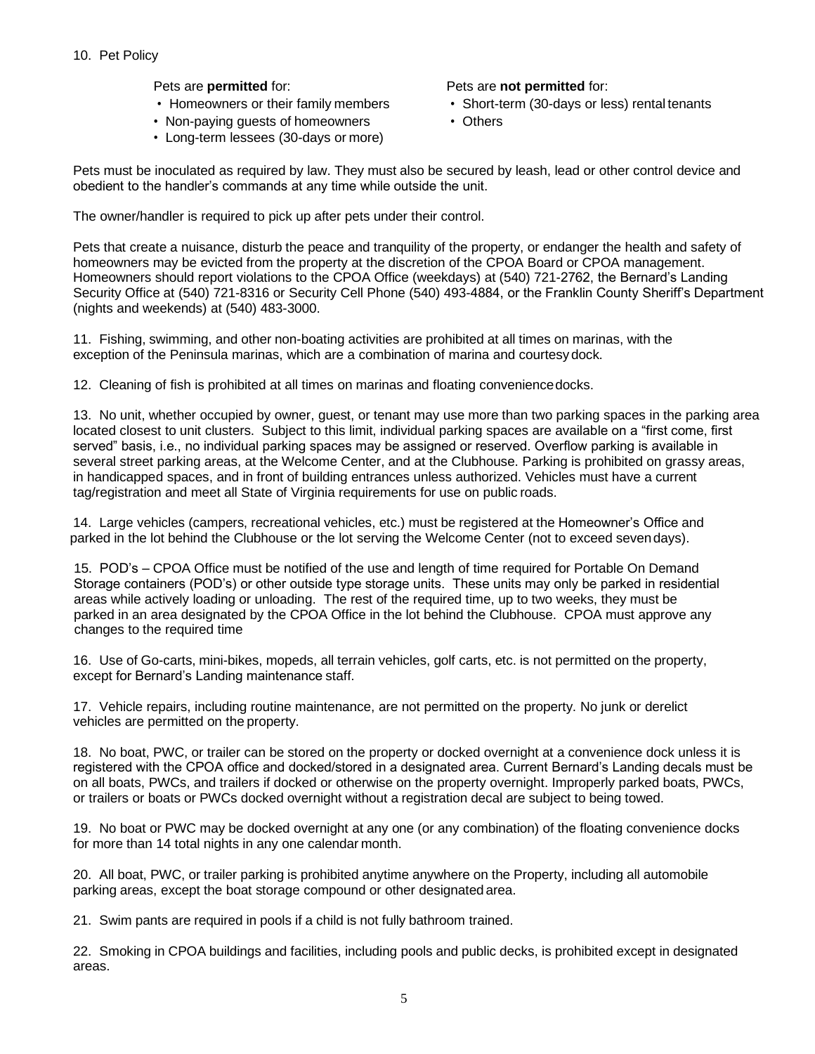10. Pet Policy

Pets are **permitted** for:

- Homeowners or their family members
- Non-paying guests of homeowners
- Long-term lessees (30-days or more)

Pets are **not permitted** for:

- Short-term (30-days or less) rental tenants
- Others

Pets must be inoculated as required by law. They must also be secured by leash, lead or other control device and obedient to the handler's commands at any time while outside the unit.

The owner/handler is required to pick up after pets under their control.

Pets that create a nuisance, disturb the peace and tranquility of the property, or endanger the health and safety of homeowners may be evicted from the property at the discretion of the CPOA Board or CPOA management. Homeowners should report violations to the CPOA Office (weekdays) at (540) 721-2762, the Bernard's Landing Security Office at (540) 721-8316 or Security Cell Phone (540) 493-4884, or the Franklin County Sheriff's Department (nights and weekends) at (540) 483-3000.

11. Fishing, swimming, and other non-boating activities are prohibited at all times on marinas, with the exception of the Peninsula marinas, which are a combination of marina and courtesy dock.

12. Cleaning of fish is prohibited at all times on marinas and floating convenience docks.

13. No unit, whether occupied by owner, guest, or tenant may use more than two parking spaces in the parking area located closest to unit clusters. Subject to this limit, individual parking spaces are available on a "first come, first served" basis, i.e., no individual parking spaces may be assigned or reserved. Overflow parking is available in several street parking areas, at the Welcome Center, and at the Clubhouse. Parking is prohibited on grassy areas, in handicapped spaces, and in front of building entrances unless authorized. Vehicles must have a current tag/registration and meet all State of Virginia requirements for use on public roads.

14. Large vehicles (campers, recreational vehicles, etc.) must be registered at the Homeowner's Office and parked in the lot behind the Clubhouse or the lot serving the Welcome Center (not to exceed seven days).

15. POD's – CPOA Office must be notified of the use and length of time required for Portable On Demand Storage containers (POD's) or other outside type storage units. These units may only be parked in residential areas while actively loading or unloading. The rest of the required time, up to two weeks, they must be parked in an area designated by the CPOA Office in the lot behind the Clubhouse. CPOA must approve any changes to the required time

16. Use of Go-carts, mini-bikes, mopeds, all terrain vehicles, golf carts, etc. is not permitted on the property, except for Bernard's Landing maintenance staff.

17. Vehicle repairs, including routine maintenance, are not permitted on the property. No junk or derelict vehicles are permitted on the property.

18. No boat, PWC, or trailer can be stored on the property or docked overnight at a convenience dock unless it is registered with the CPOA office and docked/stored in a designated area. Current Bernard's Landing decals must be on all boats, PWCs, and trailers if docked or otherwise on the property overnight. Improperly parked boats, PWCs, or trailers or boats or PWCs docked overnight without a registration decal are subject to being towed.

19. No boat or PWC may be docked overnight at any one (or any combination) of the floating convenience docks for more than 14 total nights in any one calendar month.

20. All boat, PWC, or trailer parking is prohibited anytime anywhere on the Property, including all automobile parking areas, except the boat storage compound or other designated area.

21. Swim pants are required in pools if a child is not fully bathroom trained.

22. Smoking in CPOA buildings and facilities, including pools and public decks, is prohibited except in designated areas.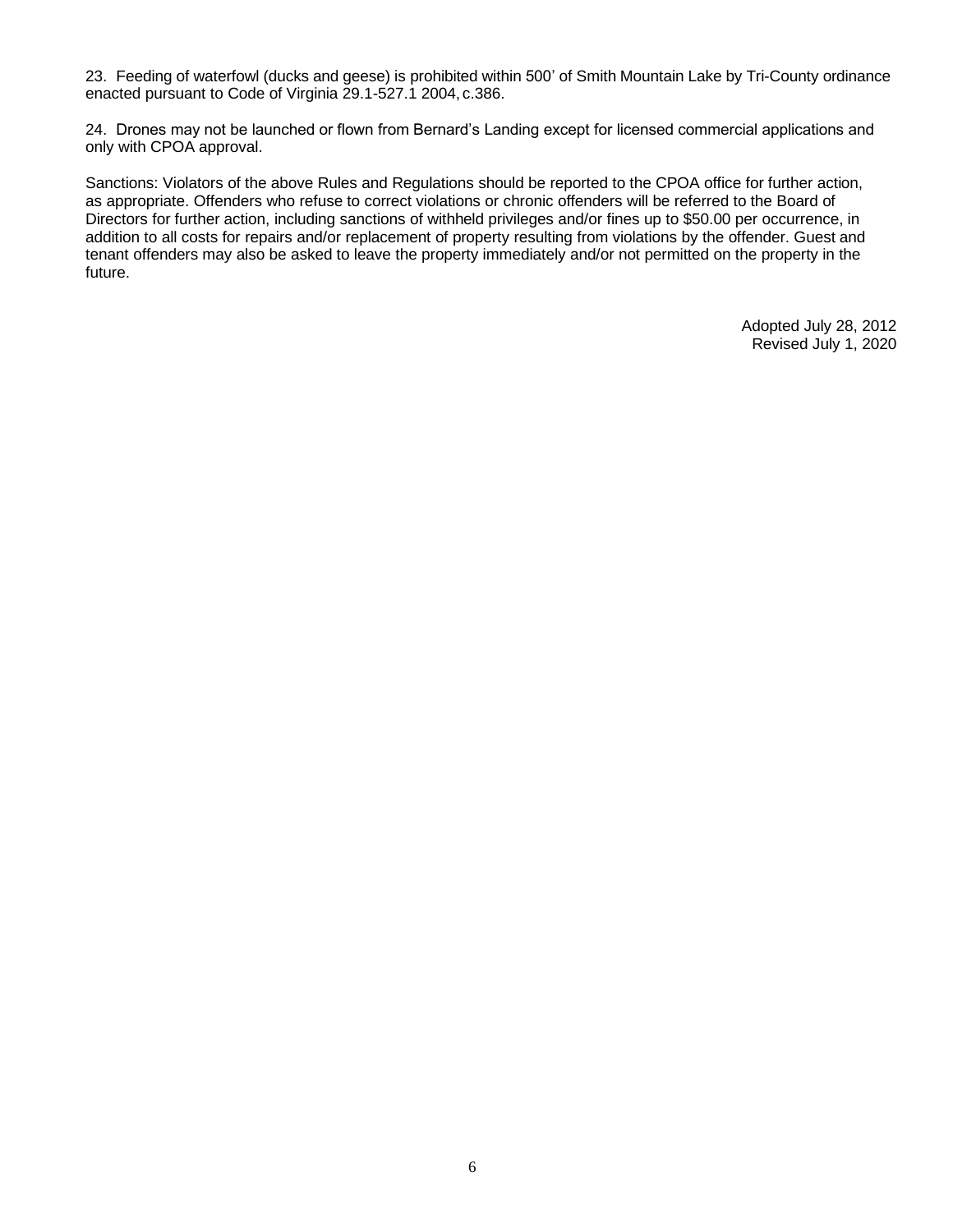23. Feeding of waterfowl (ducks and geese) is prohibited within 500' of Smith Mountain Lake by Tri-County ordinance enacted pursuant to Code of Virginia 29.1-527.1 2004, c.386.

24. Drones may not be launched or flown from Bernard's Landing except for licensed commercial applications and only with CPOA approval.

Sanctions: Violators of the above Rules and Regulations should be reported to the CPOA office for further action, as appropriate. Offenders who refuse to correct violations or chronic offenders will be referred to the Board of Directors for further action, including sanctions of withheld privileges and/or fines up to $50.00 per occurrence, in addition to all costs for repairs and/or replacement of property resulting from violations by the offender. Guest and tenant offenders may also be asked to leave the property immediately and/or not permitted on the property in the future.

Adopted July 28, 2012
Revised July 1, 2020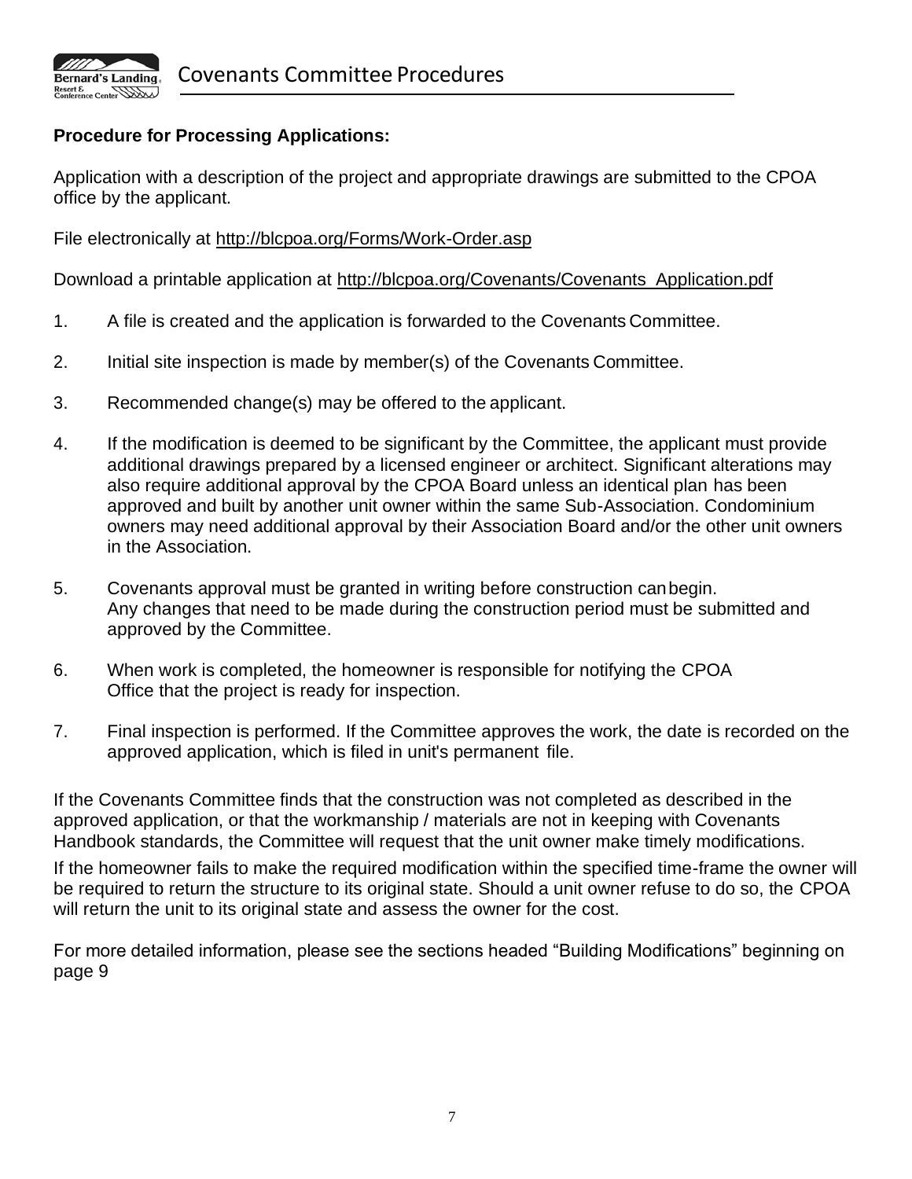# Covenants Committee Procedures

**Procedure for Processing Applications:**

Application with a description of the project and appropriate drawings are submitted to the CPOA office by the applicant.

File electronically at http://blcpoa.org/Forms/Work-Order.asp

Download a printable application at http://blcpoa.org/Covenants/Covenants_Application.pdf

1. A file is created and the application is forwarded to the Covenants Committee.

2. Initial site inspection is made by member(s) of the Covenants Committee.

3. Recommended change(s) may be offered to the applicant.

4. If the modification is deemed to be significant by the Committee, the applicant must provide additional drawings prepared by a licensed engineer or architect. Significant alterations may also require additional approval by the CPOA Board unless an identical plan has been approved and built by another unit owner within the same Sub-Association. Condominium owners may need additional approval by their Association Board and/or the other unit owners in the Association.

5. Covenants approval must be granted in writing before construction can begin. Any changes that need to be made during the construction period must be submitted and approved by the Committee.

6. When work is completed, the homeowner is responsible for notifying the CPOA Office that the project is ready for inspection.

7. Final inspection is performed. If the Committee approves the work, the date is recorded on the approved application, which is filed in unit's permanent file.

If the Covenants Committee finds that the construction was not completed as described in the approved application, or that the workmanship / materials are not in keeping with Covenants Handbook standards, the Committee will request that the unit owner make timely modifications.

If the homeowner fails to make the required modification within the specified time-frame the owner will be required to return the structure to its original state. Should a unit owner refuse to do so, the CPOA will return the unit to its original state and assess the owner for the cost.

For more detailed information, please see the sections headed “Building Modifications” beginning on page 9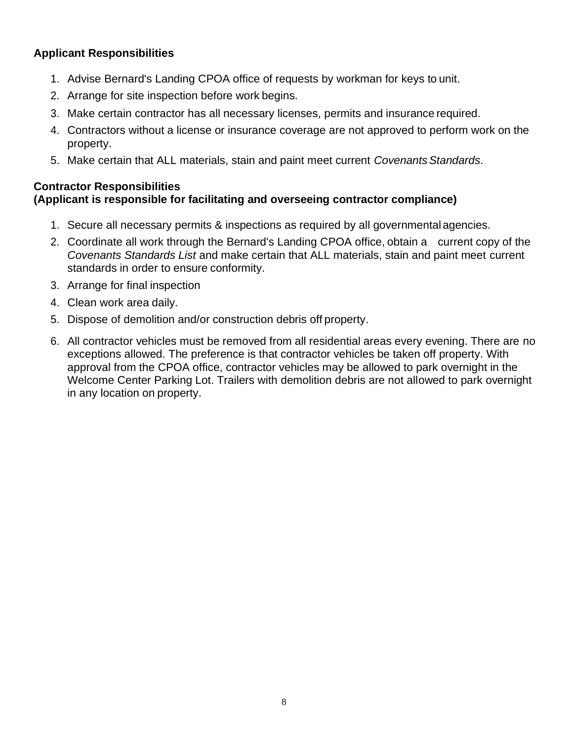**Applicant Responsibilities**

1. Advise Bernard's Landing CPOA office of requests by workman for keys to unit.
2. Arrange for site inspection before work begins.
3. Make certain contractor has all necessary licenses, permits and insurance required.
4. Contractors without a license or insurance coverage are not approved to perform work on the property.
5. Make certain that ALL materials, stain and paint meet current *Covenants Standards*.

**Contractor Responsibilities**
**(Applicant is responsible for facilitating and overseeing contractor compliance)**

1. Secure all necessary permits & inspections as required by all governmental agencies.
2. Coordinate all work through the Bernard's Landing CPOA office, obtain a current copy of the *Covenants Standards List* and make certain that ALL materials, stain and paint meet current standards in order to ensure conformity.
3. Arrange for final inspection
4. Clean work area daily.
5. Dispose of demolition and/or construction debris off property.
6. All contractor vehicles must be removed from all residential areas every evening. There are no exceptions allowed. The preference is that contractor vehicles be taken off property. With approval from the CPOA office, contractor vehicles may be allowed to park overnight in the Welcome Center Parking Lot. Trailers with demolition debris are not allowed to park overnight in any location on property.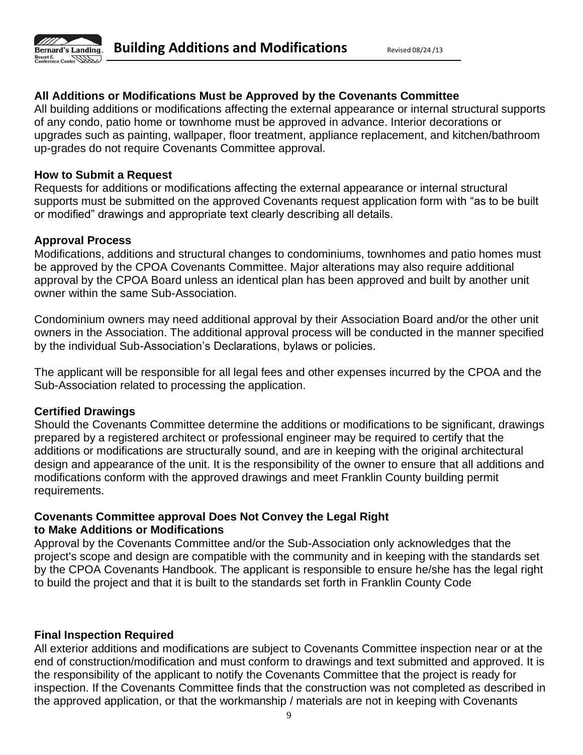# Building Additions and Modifications

Revised 08/24 /13

**All Additions or Modifications Must be Approved by the Covenants Committee**

All building additions or modifications affecting the external appearance or internal structural supports of any condo, patio home or townhome must be approved in advance. Interior decorations or upgrades such as painting, wallpaper, floor treatment, appliance replacement, and kitchen/bathroom up-grades do not require Covenants Committee approval.

**How to Submit a Request**

Requests for additions or modifications affecting the external appearance or internal structural supports must be submitted on the approved Covenants request application form with "as to be built or modified" drawings and appropriate text clearly describing all details.

**Approval Process**

Modifications, additions and structural changes to condominiums, townhomes and patio homes must be approved by the CPOA Covenants Committee. Major alterations may also require additional approval by the CPOA Board unless an identical plan has been approved and built by another unit owner within the same Sub-Association.

Condominium owners may need additional approval by their Association Board and/or the other unit owners in the Association. The additional approval process will be conducted in the manner specified by the individual Sub-Association's Declarations, bylaws or policies.

The applicant will be responsible for all legal fees and other expenses incurred by the CPOA and the Sub-Association related to processing the application.

**Certified Drawings**

Should the Covenants Committee determine the additions or modifications to be significant, drawings prepared by a registered architect or professional engineer may be required to certify that the additions or modifications are structurally sound, and are in keeping with the original architectural design and appearance of the unit. It is the responsibility of the owner to ensure that all additions and modifications conform with the approved drawings and meet Franklin County building permit requirements.

**Covenants Committee approval Does Not Convey the Legal Right to Make Additions or Modifications**

Approval by the Covenants Committee and/or the Sub-Association only acknowledges that the project's scope and design are compatible with the community and in keeping with the standards set by the CPOA Covenants Handbook. The applicant is responsible to ensure he/she has the legal right to build the project and that it is built to the standards set forth in Franklin County Code

**Final Inspection Required**

All exterior additions and modifications are subject to Covenants Committee inspection near or at the end of construction/modification and must conform to drawings and text submitted and approved. It is the responsibility of the applicant to notify the Covenants Committee that the project is ready for inspection. If the Covenants Committee finds that the construction was not completed as described in the approved application, or that the workmanship / materials are not in keeping with Covenants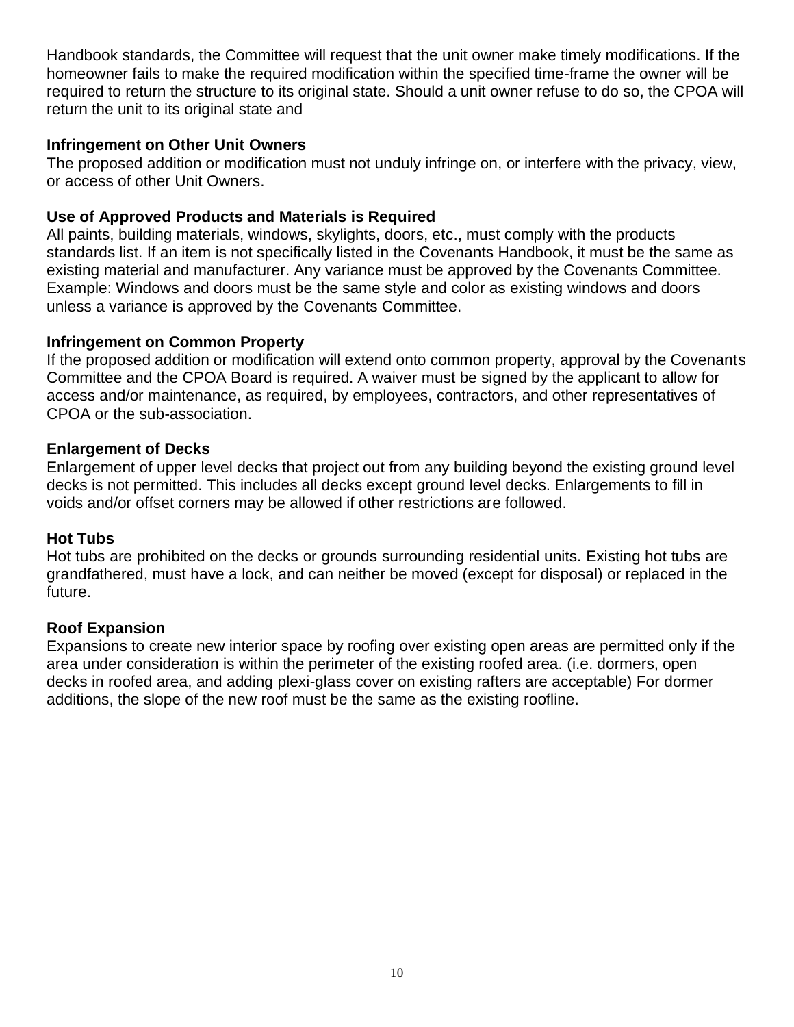Handbook standards, the Committee will request that the unit owner make timely modifications. If the homeowner fails to make the required modification within the specified time-frame the owner will be required to return the structure to its original state. Should a unit owner refuse to do so, the CPOA will return the unit to its original state and

**Infringement on Other Unit Owners**

The proposed addition or modification must not unduly infringe on, or interfere with the privacy, view, or access of other Unit Owners.

**Use of Approved Products and Materials is Required**

All paints, building materials, windows, skylights, doors, etc., must comply with the products standards list. If an item is not specifically listed in the Covenants Handbook, it must be the same as existing material and manufacturer. Any variance must be approved by the Covenants Committee. Example: Windows and doors must be the same style and color as existing windows and doors unless a variance is approved by the Covenants Committee.

**Infringement on Common Property**

If the proposed addition or modification will extend onto common property, approval by the Covenants Committee and the CPOA Board is required. A waiver must be signed by the applicant to allow for access and/or maintenance, as required, by employees, contractors, and other representatives of CPOA or the sub-association.

**Enlargement of Decks**

Enlargement of upper level decks that project out from any building beyond the existing ground level decks is not permitted. This includes all decks except ground level decks. Enlargements to fill in voids and/or offset corners may be allowed if other restrictions are followed.

**Hot Tubs**

Hot tubs are prohibited on the decks or grounds surrounding residential units. Existing hot tubs are grandfathered, must have a lock, and can neither be moved (except for disposal) or replaced in the future.

**Roof Expansion**

Expansions to create new interior space by roofing over existing open areas are permitted only if the area under consideration is within the perimeter of the existing roofed area. (i.e. dormers, open decks in roofed area, and adding plexi-glass cover on existing rafters are acceptable) For dormer additions, the slope of the new roof must be the same as the existing roofline.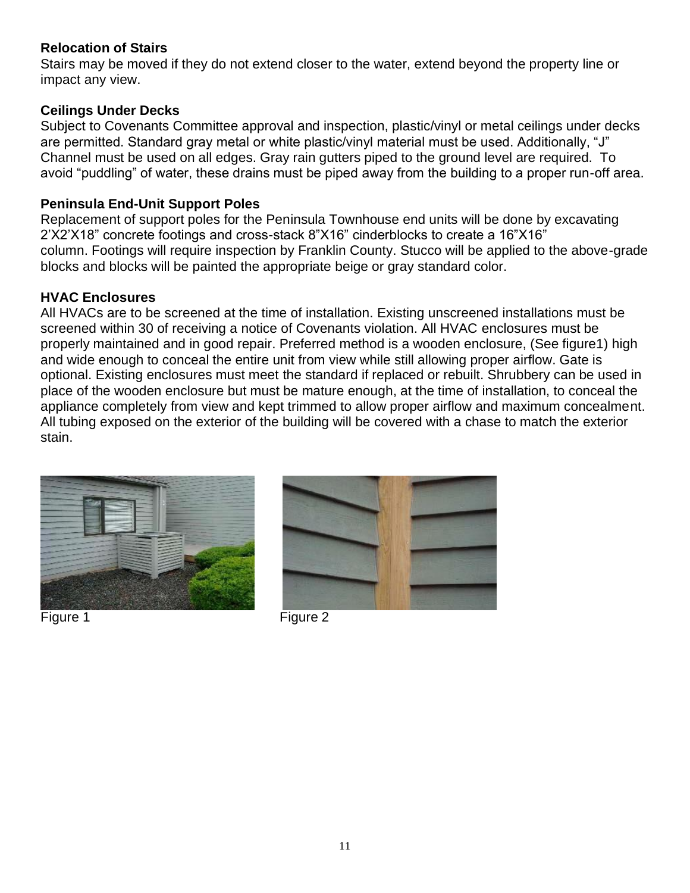### Relocation of Stairs

Stairs may be moved if they do not extend closer to the water, extend beyond the property line or impact any view.

### Ceilings Under Decks

Subject to Covenants Committee approval and inspection, plastic/vinyl or metal ceilings under decks are permitted. Standard gray metal or white plastic/vinyl material must be used. Additionally, "J" Channel must be used on all edges. Gray rain gutters piped to the ground level are required. To avoid "puddling" of water, these drains must be piped away from the building to a proper run-off area.

### Peninsula End-Unit Support Poles

Replacement of support poles for the Peninsula Townhouse end units will be done by excavating 2'X2'X18" concrete footings and cross-stack 8"X16" cinderblocks to create a 16"X16" column. Footings will require inspection by Franklin County. Stucco will be applied to the above-grade blocks and blocks will be painted the appropriate beige or gray standard color.

### HVAC Enclosures

All HVACs are to be screened at the time of installation. Existing unscreened installations must be screened within 30 of receiving a notice of Covenants violation. All HVAC enclosures must be properly maintained and in good repair. Preferred method is a wooden enclosure, (See figure1) high and wide enough to conceal the entire unit from view while still allowing proper airflow. Gate is optional. Existing enclosures must meet the standard if replaced or rebuilt. Shrubbery can be used in place of the wooden enclosure but must be mature enough, at the time of installation, to conceal the appliance completely from view and kept trimmed to allow proper airflow and maximum concealment. All tubing exposed on the exterior of the building will be covered with a chase to match the exterior stain.

Figure 1

Figure 2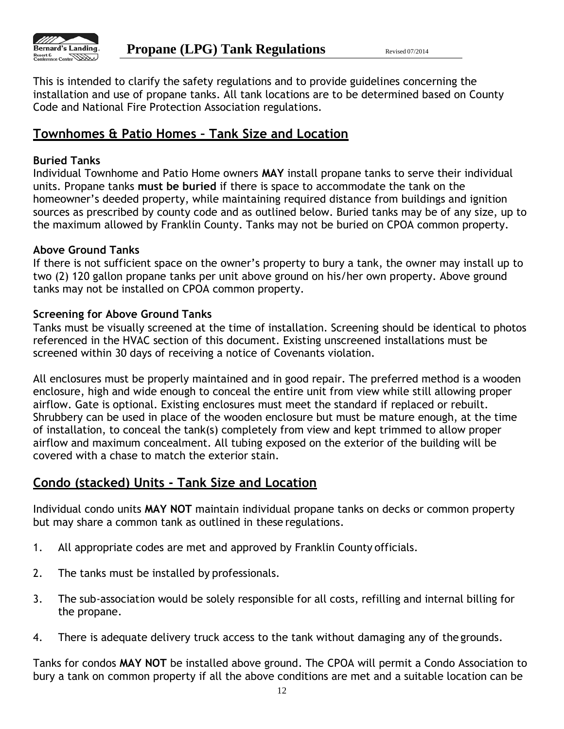# Propane (LPG) Tank Regulations

Revised 07/2014

This is intended to clarify the safety regulations and to provide guidelines concerning the installation and use of propane tanks. All tank locations are to be determined based on County Code and National Fire Protection Association regulations.

## Townhomes & Patio Homes – Tank Size and Location

### Buried Tanks

Individual Townhome and Patio Home owners **MAY** install propane tanks to serve their individual units. Propane tanks **must be buried** if there is space to accommodate the tank on the homeowner's deeded property, while maintaining required distance from buildings and ignition sources as prescribed by county code and as outlined below. Buried tanks may be of any size, up to the maximum allowed by Franklin County. Tanks may not be buried on CPOA common property.

### Above Ground Tanks

If there is not sufficient space on the owner's property to bury a tank, the owner may install up to two (2) 120 gallon propane tanks per unit above ground on his/her own property. Above ground tanks may not be installed on CPOA common property.

### Screening for Above Ground Tanks

Tanks must be visually screened at the time of installation. Screening should be identical to photos referenced in the HVAC section of this document. Existing unscreened installations must be screened within 30 days of receiving a notice of Covenants violation.

All enclosures must be properly maintained and in good repair. The preferred method is a wooden enclosure, high and wide enough to conceal the entire unit from view while still allowing proper airflow. Gate is optional. Existing enclosures must meet the standard if replaced or rebuilt. Shrubbery can be used in place of the wooden enclosure but must be mature enough, at the time of installation, to conceal the tank(s) completely from view and kept trimmed to allow proper airflow and maximum concealment. All tubing exposed on the exterior of the building will be covered with a chase to match the exterior stain.

## Condo (stacked) Units - Tank Size and Location

Individual condo units **MAY NOT** maintain individual propane tanks on decks or common property but may share a common tank as outlined in these regulations.

1. All appropriate codes are met and approved by Franklin County officials.
2. The tanks must be installed by professionals.
3. The sub-association would be solely responsible for all costs, refilling and internal billing for the propane.
4. There is adequate delivery truck access to the tank without damaging any of the grounds.

Tanks for condos **MAY NOT** be installed above ground. The CPOA will permit a Condo Association to bury a tank on common property if all the above conditions are met and a suitable location can be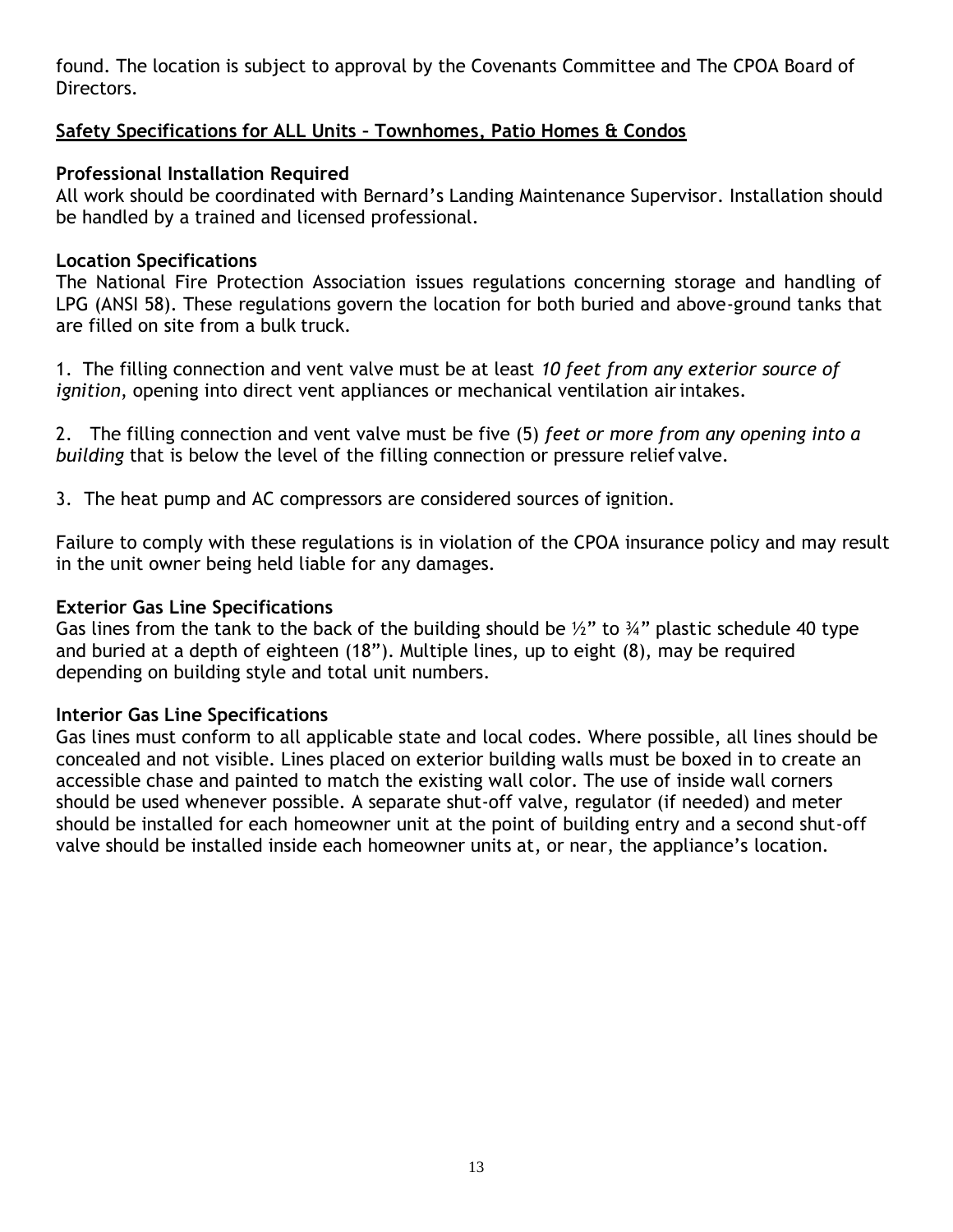found. The location is subject to approval by the Covenants Committee and The CPOA Board of Directors.

## Safety Specifications for ALL Units – Townhomes, Patio Homes & Condos

### Professional Installation Required

All work should be coordinated with Bernard's Landing Maintenance Supervisor. Installation should be handled by a trained and licensed professional.

### Location Specifications

The National Fire Protection Association issues regulations concerning storage and handling of LPG (ANSI 58). These regulations govern the location for both buried and above-ground tanks that are filled on site from a bulk truck.

1. The filling connection and vent valve must be at least *10 feet from any exterior source of ignition*, opening into direct vent appliances or mechanical ventilation air intakes.

2. The filling connection and vent valve must be five (5) *feet or more from any opening into a building* that is below the level of the filling connection or pressure relief valve.

3. The heat pump and AC compressors are considered sources of ignition.

Failure to comply with these regulations is in violation of the CPOA insurance policy and may result in the unit owner being held liable for any damages.

### Exterior Gas Line Specifications

Gas lines from the tank to the back of the building should be ½" to ¾" plastic schedule 40 type and buried at a depth of eighteen (18"). Multiple lines, up to eight (8), may be required depending on building style and total unit numbers.

### Interior Gas Line Specifications

Gas lines must conform to all applicable state and local codes. Where possible, all lines should be concealed and not visible. Lines placed on exterior building walls must be boxed in to create an accessible chase and painted to match the existing wall color. The use of inside wall corners should be used whenever possible. A separate shut-off valve, regulator (if needed) and meter should be installed for each homeowner unit at the point of building entry and a second shut-off valve should be installed inside each homeowner units at, or near, the appliance's location.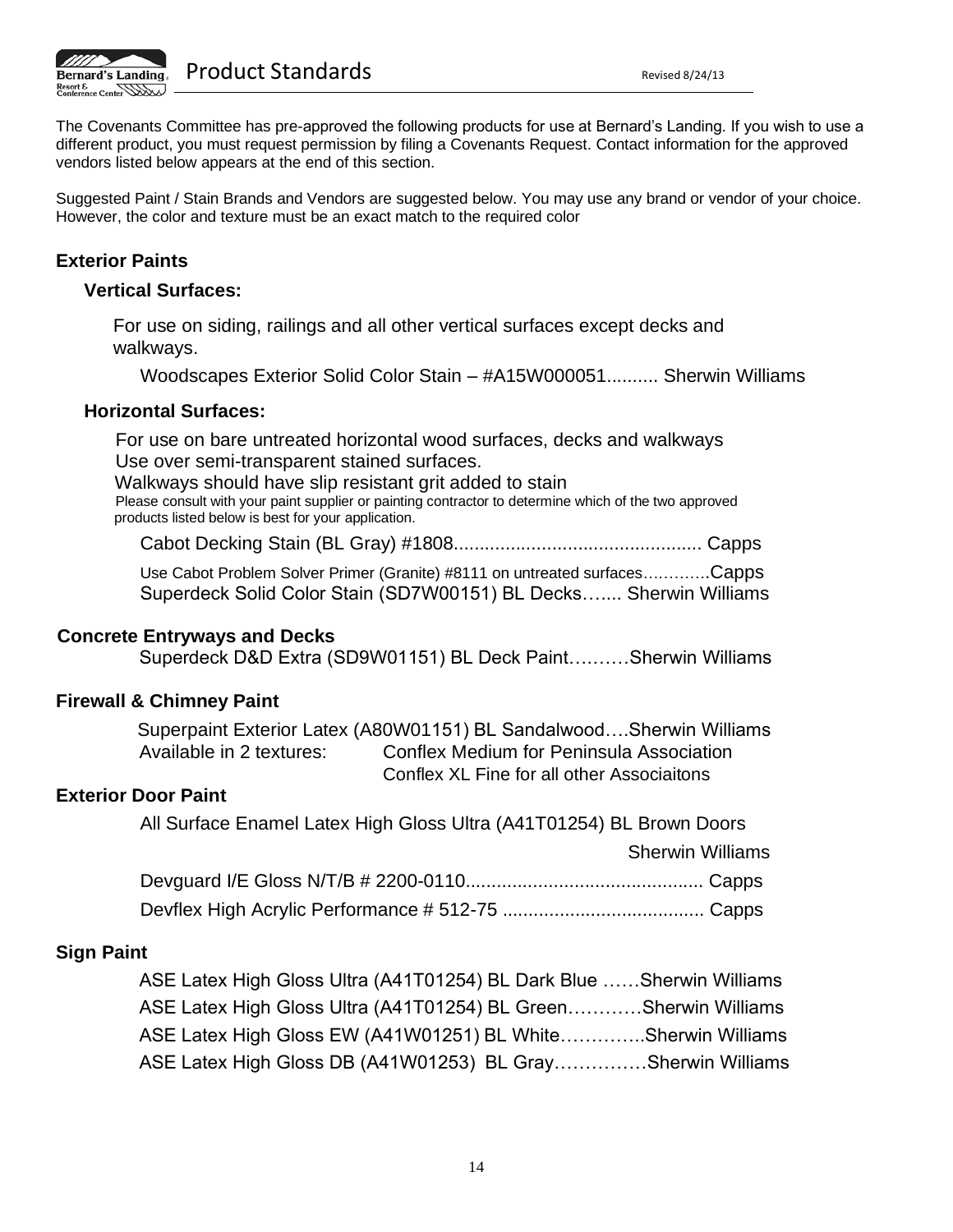# Product Standards

Revised 8/24/13

The Covenants Committee has pre-approved the following products for use at Bernard's Landing. If you wish to use a different product, you must request permission by filing a Covenants Request. Contact information for the approved vendors listed below appears at the end of this section.

Suggested Paint / Stain Brands and Vendors are suggested below. You may use any brand or vendor of your choice. However, the color and texture must be an exact match to the required color

## Exterior Paints

### Vertical Surfaces:

For use on siding, railings and all other vertical surfaces except decks and walkways.

Woodscapes Exterior Solid Color Stain – #A15W000051.......... Sherwin Williams

### Horizontal Surfaces:

For use on bare untreated horizontal wood surfaces, decks and walkways
Use over semi-transparent stained surfaces.
Walkways should have slip resistant grit added to stain
Please consult with your paint supplier or painting contractor to determine which of the two approved products listed below is best for your application.

Cabot Decking Stain (BL Gray) #1808................................................ Capps

Use Cabot Problem Solver Primer (Granite) #8111 on untreated surfaces…………Capps
Superdeck Solid Color Stain (SD7W00151) BL Decks…..... Sherwin Williams

## Concrete Entryways and Decks

Superdeck D&D Extra (SD9W01151) BL Deck Paint……….Sherwin Williams

## Firewall & Chimney Paint

Superpaint Exterior Latex (A80W01151) BL Sandalwood….Sherwin Williams
Available in 2 textures: Conflex Medium for Peninsula Association
Conflex XL Fine for all other Associaitons

## Exterior Door Paint

All Surface Enamel Latex High Gloss Ultra (A41T01254) BL Brown Doors
Sherwin Williams

Devguard I/E Gloss N/T/B # 2200-0110............................................. Capps

Devflex High Acrylic Performance # 512-75 ....................................... Capps

## Sign Paint

ASE Latex High Gloss Ultra (A41T01254) BL Dark Blue ……Sherwin Williams
ASE Latex High Gloss Ultra (A41T01254) BL Green…………Sherwin Williams
ASE Latex High Gloss EW (A41W01251) BL White…………..Sherwin Williams
ASE Latex High Gloss DB (A41W01253) BL Gray……………Sherwin Williams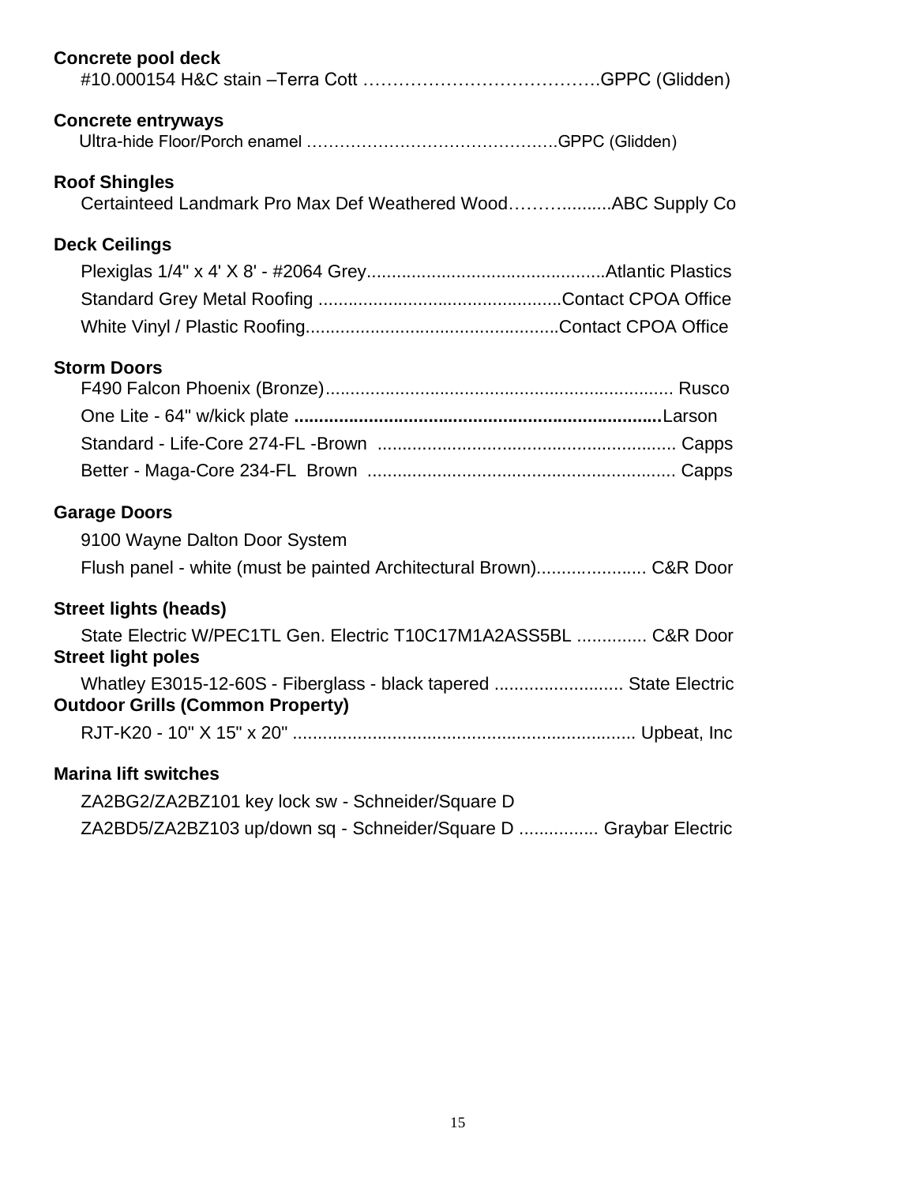**Concrete pool deck**

#10.000154 H&C stain –Terra Cott ………………………………….GPPC (Glidden)

**Concrete entryways**

Ultra-hide Floor/Porch enamel ……………………………………….GPPC (Glidden)

**Roof Shingles**

Certainteed Landmark Pro Max Def Weathered Wood……….........ABC Supply Co

**Deck Ceilings**

Plexiglas 1/4" x 4' X 8' - #2064 Grey................................................Atlantic Plastics

Standard Grey Metal Roofing .................................................Contact CPOA Office

White Vinyl / Plastic Roofing...................................................Contact CPOA Office

**Storm Doors**

F490 Falcon Phoenix (Bronze)...................................................................... Rusco

One Lite - 64" w/kick plate **..........................................................................**Larson

Standard - Life-Core 274-FL -Brown ........................................................... Capps

Better - Maga-Core 234-FL Brown ............................................................. Capps

**Garage Doors**

9100 Wayne Dalton Door System

Flush panel - white (must be painted Architectural Brown)...................... C&R Door

**Street lights (heads)**

State Electric W/PEC1TL Gen. Electric T10C17M1A2ASS5BL .............. C&R Door

**Street light poles**

Whatley E3015-12-60S - Fiberglass - black tapered .......................... State Electric

**Outdoor Grills (Common Property)**

RJT-K20 - 10" X 15" x 20" .................................................................... Upbeat, Inc

**Marina lift switches**

ZA2BG2/ZA2BZ101 key lock sw - Schneider/Square D

ZA2BD5/ZA2BZ103 up/down sq - Schneider/Square D ................ Graybar Electric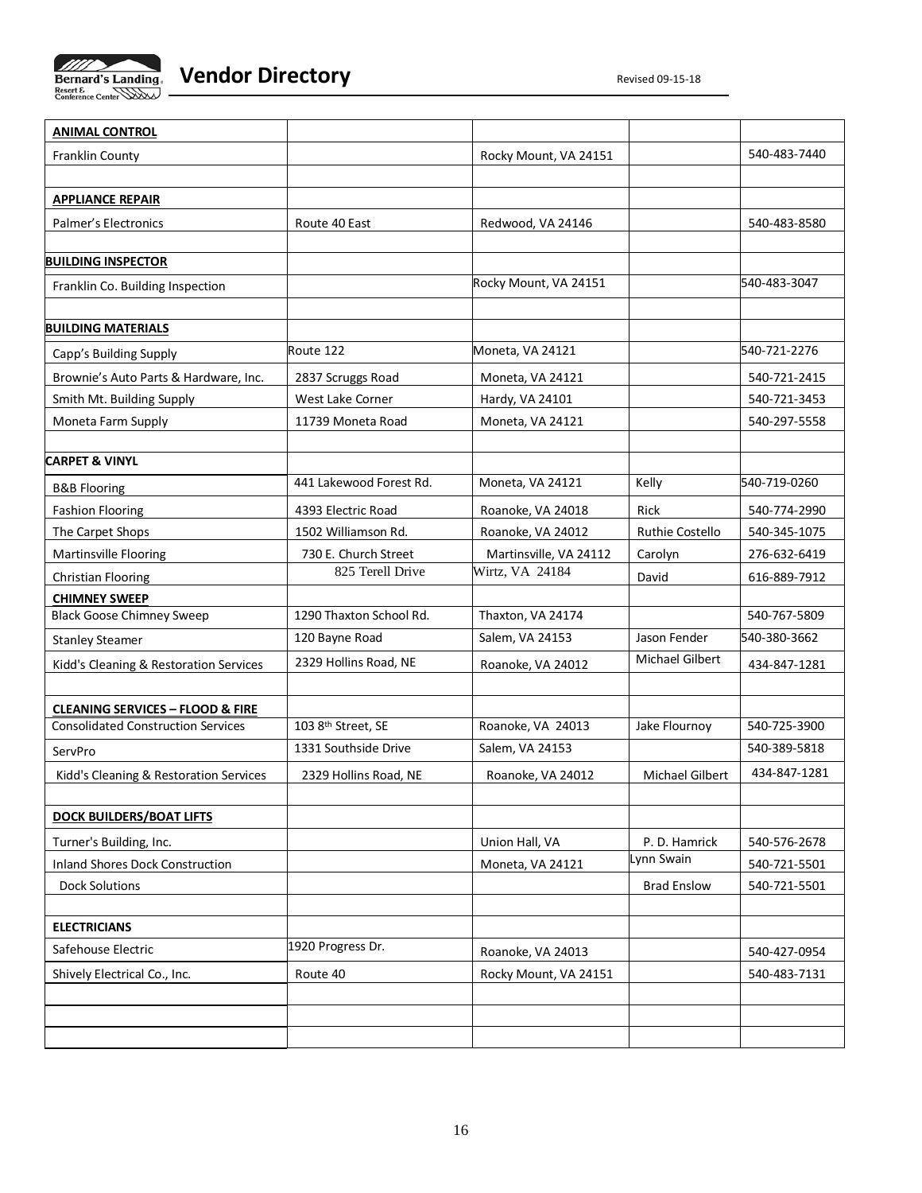# Vendor Directory

Revised 09-15-18

| | | | | |
|---|---|---|---|---|
| **ANIMAL CONTROL** | | | | |
| Franklin County | | Rocky Mount, VA 24151 | | 540-483-7440 |
| | | | | |
| **APPLIANCE REPAIR** | | | | |
| Palmer's Electronics | Route 40 East | Redwood, VA 24146 | | 540-483-8580 |
| | | | | |
| **BUILDING INSPECTOR** | | | | |
| Franklin Co. Building Inspection | | Rocky Mount, VA 24151 | | 540-483-3047 |
| | | | | |
| **BUILDING MATERIALS** | | | | |
| Capp's Building Supply | Route 122 | Moneta, VA 24121 | | 540-721-2276 |
| Brownie's Auto Parts & Hardware, Inc. | 2837 Scruggs Road | Moneta, VA 24121 | | 540-721-2415 |
| Smith Mt. Building Supply | West Lake Corner | Hardy, VA 24101 | | 540-721-3453 |
| Moneta Farm Supply | 11739 Moneta Road | Moneta, VA 24121 | | 540-297-5558 |
| | | | | |
| **CARPET & VINYL** | | | | |
| B&B Flooring | 441 Lakewood Forest Rd. | Moneta, VA 24121 | Kelly | 540-719-0260 |
| Fashion Flooring | 4393 Electric Road | Roanoke, VA 24018 | Rick | 540-774-2990 |
| The Carpet Shops | 1502 Williamson Rd. | Roanoke, VA 24012 | Ruthie Costello | 540-345-1075 |
| Martinsville Flooring | 730 E. Church Street | Martinsville, VA 24112 | Carolyn | 276-632-6419 |
| Christian Flooring | 825 Terell Drive | Wirtz, VA 24184 | David | 616-889-7912 |
| **CHIMNEY SWEEP** | | | | |
| Black Goose Chimney Sweep | 1290 Thaxton School Rd. | Thaxton, VA 24174 | | 540-767-5809 |
| Stanley Steamer | 120 Bayne Road | Salem, VA 24153 | Jason Fender | 540-380-3662 |
| Kidd's Cleaning & Restoration Services | 2329 Hollins Road, NE | Roanoke, VA 24012 | Michael Gilbert | 434-847-1281 |
| | | | | |
| **CLEANING SERVICES – FLOOD & FIRE** | | | | |
| Consolidated Construction Services | 103 8th Street, SE | Roanoke, VA 24013 | Jake Flournoy | 540-725-3900 |
| ServPro | 1331 Southside Drive | Salem, VA 24153 | | 540-389-5818 |
| Kidd's Cleaning & Restoration Services | 2329 Hollins Road, NE | Roanoke, VA 24012 | Michael Gilbert | 434-847-1281 |
| | | | | |
| **DOCK BUILDERS/BOAT LIFTS** | | | | |
| Turner's Building, Inc. | | Union Hall, VA | P. D. Hamrick | 540-576-2678 |
| Inland Shores Dock Construction | | Moneta, VA 24121 | Lynn Swain | 540-721-5501 |
| Dock Solutions | | | Brad Enslow | 540-721-5501 |
| | | | | |
| **ELECTRICIANS** | | | | |
| Safehouse Electric | 1920 Progress Dr. | Roanoke, VA 24013 | | 540-427-0954 |
| Shively Electrical Co., Inc. | Route 40 | Rocky Mount, VA 24151 | | 540-483-7131 |
| | | | | |
| | | | | |
| | | | | |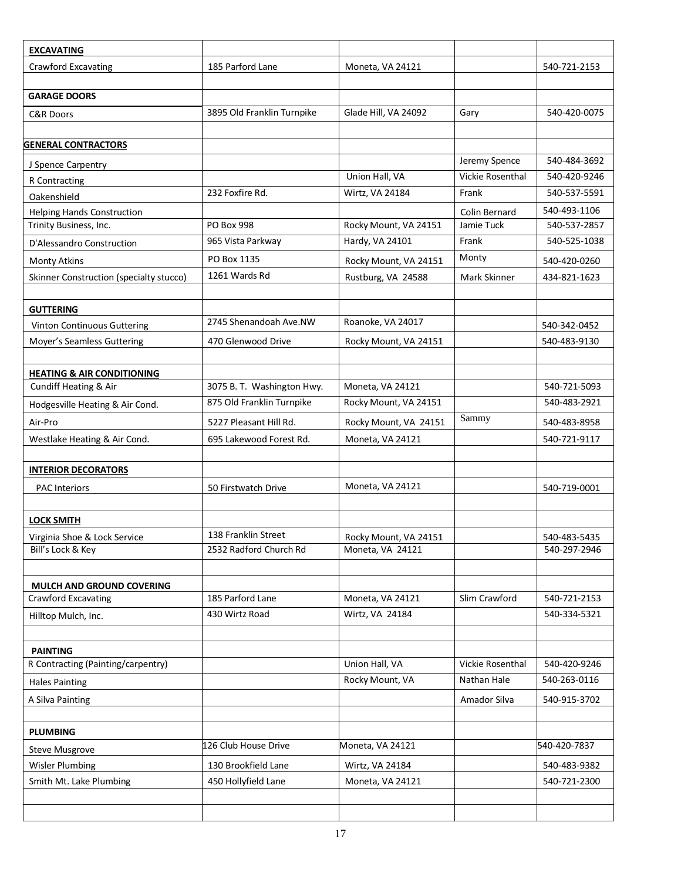| | | | | |
|---|---|---|---|---|
| **EXCAVATING** | | | | |
| Crawford Excavating | 185 Parford Lane | Moneta, VA 24121 | | 540-721-2153 |
| | | | | |
| **GARAGE DOORS** | | | | |
| C&R Doors | 3895 Old Franklin Turnpike | Glade Hill, VA 24092 | Gary | 540-420-0075 |
| | | | | |
| **GENERAL CONTRACTORS** | | | | |
| J Spence Carpentry | | | Jeremy Spence | 540-484-3692 |
| R Contracting | | Union Hall, VA | Vickie Rosenthal | 540-420-9246 |
| Oakenshield | 232 Foxfire Rd. | Wirtz, VA 24184 | Frank | 540-537-5591 |
| Helping Hands Construction | | | Colin Bernard | 540-493-1106 |
| Trinity Business, Inc. | PO Box 998 | Rocky Mount, VA 24151 | Jamie Tuck | 540-537-2857 |
| D'Alessandro Construction | 965 Vista Parkway | Hardy, VA 24101 | Frank | 540-525-1038 |
| Monty Atkins | PO Box 1135 | Rocky Mount, VA 24151 | Monty | 540-420-0260 |
| Skinner Construction (specialty stucco) | 1261 Wards Rd | Rustburg, VA 24588 | Mark Skinner | 434-821-1623 |
| | | | | |
| **GUTTERING** | | | | |
| Vinton Continuous Guttering | 2745 Shenandoah Ave.NW | Roanoke, VA 24017 | | 540-342-0452 |
| Moyer's Seamless Guttering | 470 Glenwood Drive | Rocky Mount, VA 24151 | | 540-483-9130 |
| | | | | |
| **HEATING & AIR CONDITIONING** | | | | |
| Cundiff Heating & Air | 3075 B. T. Washington Hwy. | Moneta, VA 24121 | | 540-721-5093 |
| Hodgesville Heating & Air Cond. | 875 Old Franklin Turnpike | Rocky Mount, VA 24151 | | 540-483-2921 |
| Air-Pro | 5227 Pleasant Hill Rd. | Rocky Mount, VA 24151 | Sammy | 540-483-8958 |
| Westlake Heating & Air Cond. | 695 Lakewood Forest Rd. | Moneta, VA 24121 | | 540-721-9117 |
| | | | | |
| **INTERIOR DECORATORS** | | | | |
| PAC Interiors | 50 Firstwatch Drive | Moneta, VA 24121 | | 540-719-0001 |
| | | | | |
| **LOCK SMITH** | | | | |
| Virginia Shoe & Lock Service | 138 Franklin Street | Rocky Mount, VA 24151 | | 540-483-5435 |
| Bill's Lock & Key | 2532 Radford Church Rd | Moneta, VA 24121 | | 540-297-2946 |
| | | | | |
| **MULCH AND GROUND COVERING** | | | | |
| Crawford Excavating | 185 Parford Lane | Moneta, VA 24121 | Slim Crawford | 540-721-2153 |
| Hilltop Mulch, Inc. | 430 Wirtz Road | Wirtz, VA 24184 | | 540-334-5321 |
| | | | | |
| **PAINTING** | | | | |
| R Contracting (Painting/carpentry) | | Union Hall, VA | Vickie Rosenthal | 540-420-9246 |
| Hales Painting | | Rocky Mount, VA | Nathan Hale | 540-263-0116 |
| A Silva Painting | | | Amador Silva | 540-915-3702 |
| | | | | |
| **PLUMBING** | | | | |
| Steve Musgrove | 126 Club House Drive | Moneta, VA 24121 | | 540-420-7837 |
| Wisler Plumbing | 130 Brookfield Lane | Wirtz, VA 24184 | | 540-483-9382 |
| Smith Mt. Lake Plumbing | 450 Hollyfield Lane | Moneta, VA 24121 | | 540-721-2300 |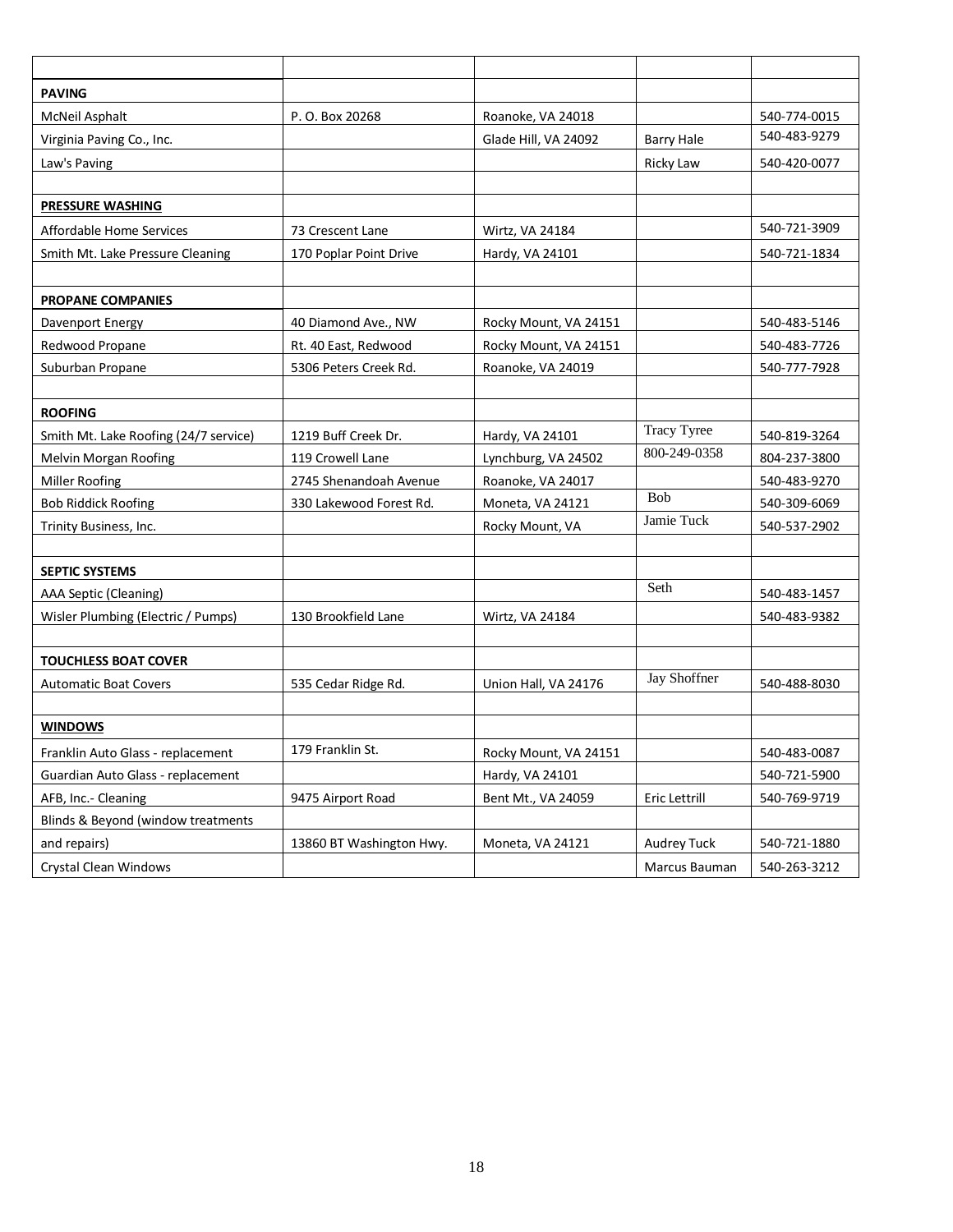| | | | | |
|---|---|---|---|---|
| **PAVING** | | | | |
| McNeil Asphalt | P. O. Box 20268 | Roanoke, VA 24018 | | 540-774-0015 |
| Virginia Paving Co., Inc. | | Glade Hill, VA 24092 | Barry Hale | 540-483-9279 |
| Law's Paving | | | Ricky Law | 540-420-0077 |
| | | | | |
| **PRESSURE WASHING** | | | | |
| Affordable Home Services | 73 Crescent Lane | Wirtz, VA 24184 | | 540-721-3909 |
| Smith Mt. Lake Pressure Cleaning | 170 Poplar Point Drive | Hardy, VA 24101 | | 540-721-1834 |
| | | | | |
| **PROPANE COMPANIES** | | | | |
| Davenport Energy | 40 Diamond Ave., NW | Rocky Mount, VA 24151 | | 540-483-5146 |
| Redwood Propane | Rt. 40 East, Redwood | Rocky Mount, VA 24151 | | 540-483-7726 |
| Suburban Propane | 5306 Peters Creek Rd. | Roanoke, VA 24019 | | 540-777-7928 |
| | | | | |
| **ROOFING** | | | | |
| Smith Mt. Lake Roofing (24/7 service) | 1219 Buff Creek Dr. | Hardy, VA 24101 | Tracy Tyree | 540-819-3264 |
| Melvin Morgan Roofing | 119 Crowell Lane | Lynchburg, VA 24502 | 800-249-0358 | 804-237-3800 |
| Miller Roofing | 2745 Shenandoah Avenue | Roanoke, VA 24017 | | 540-483-9270 |
| Bob Riddick Roofing | 330 Lakewood Forest Rd. | Moneta, VA 24121 | Bob | 540-309-6069 |
| Trinity Business, Inc. | | Rocky Mount, VA | Jamie Tuck | 540-537-2902 |
| | | | | |
| **SEPTIC SYSTEMS** | | | | |
| AAA Septic (Cleaning) | | | Seth | 540-483-1457 |
| Wisler Plumbing (Electric / Pumps) | 130 Brookfield Lane | Wirtz, VA 24184 | | 540-483-9382 |
| | | | | |
| **TOUCHLESS BOAT COVER** | | | | |
| Automatic Boat Covers | 535 Cedar Ridge Rd. | Union Hall, VA 24176 | Jay Shoffner | 540-488-8030 |
| | | | | |
| **WINDOWS** | | | | |
| Franklin Auto Glass - replacement | 179 Franklin St. | Rocky Mount, VA 24151 | | 540-483-0087 |
| Guardian Auto Glass - replacement | | Hardy, VA 24101 | | 540-721-5900 |
| AFB, Inc.- Cleaning | 9475 Airport Road | Bent Mt., VA 24059 | Eric Lettrill | 540-769-9719 |
| Blinds & Beyond (window treatments | | | | |
| and repairs) | 13860 BT Washington Hwy. | Moneta, VA 24121 | Audrey Tuck | 540-721-1880 |
| Crystal Clean Windows | | | Marcus Bauman | 540-263-3212 |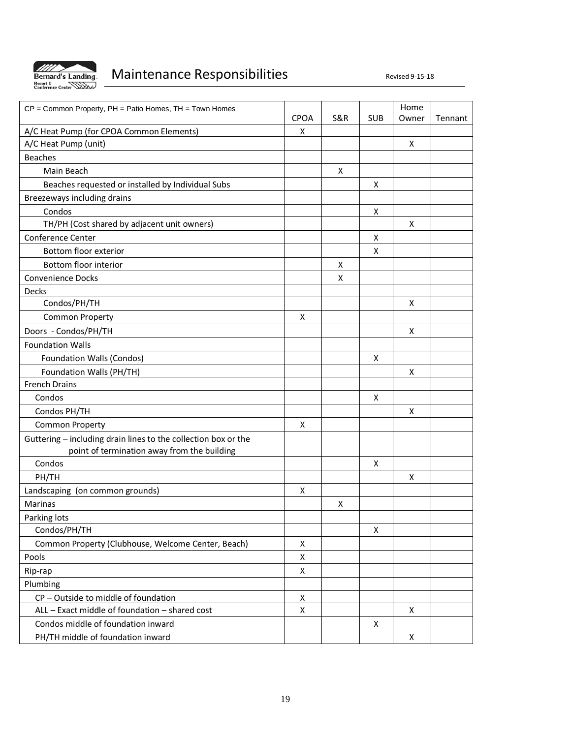# Maintenance Responsibilities

Revised 9-15-18

| CP = Common Property, PH = Patio Homes, TH = Town Homes | CPOA | S&R | SUB | Home Owner | Tennant |
|---|---|---|---|---|---|
| A/C Heat Pump (for CPOA Common Elements) | X | | | | |
| A/C Heat Pump (unit) | | | | X | |
| Beaches | | | | | |
| Main Beach | | X | | | |
| Beaches requested or installed by Individual Subs | | | X | | |
| Breezeways including drains | | | | | |
| Condos | | | X | | |
| TH/PH (Cost shared by adjacent unit owners) | | | | X | |
| Conference Center | | | X | | |
| Bottom floor exterior | | | X | | |
| Bottom floor interior | | X | | | |
| Convenience Docks | | X | | | |
| Decks | | | | | |
| Condos/PH/TH | | | | X | |
| Common Property | X | | | | |
| Doors - Condos/PH/TH | | | | X | |
| Foundation Walls | | | | | |
| Foundation Walls (Condos) | | | X | | |
| Foundation Walls (PH/TH) | | | | X | |
| French Drains | | | | | |
| Condos | | | X | | |
| Condos PH/TH | | | | X | |
| Common Property | X | | | | |
| Guttering – including drain lines to the collection box or the point of termination away from the building | | | | | |
| Condos | | | X | | |
| PH/TH | | | | X | |
| Landscaping (on common grounds) | X | | | | |
| Marinas | | X | | | |
| Parking lots | | | | | |
| Condos/PH/TH | | | X | | |
| Common Property (Clubhouse, Welcome Center, Beach) | X | | | | |
| Pools | X | | | | |
| Rip-rap | X | | | | |
| Plumbing | | | | | |
| CP – Outside to middle of foundation | X | | | | |
| ALL – Exact middle of foundation – shared cost | X | | | X | |
| Condos middle of foundation inward | | | X | | |
| PH/TH middle of foundation inward | | | | X | |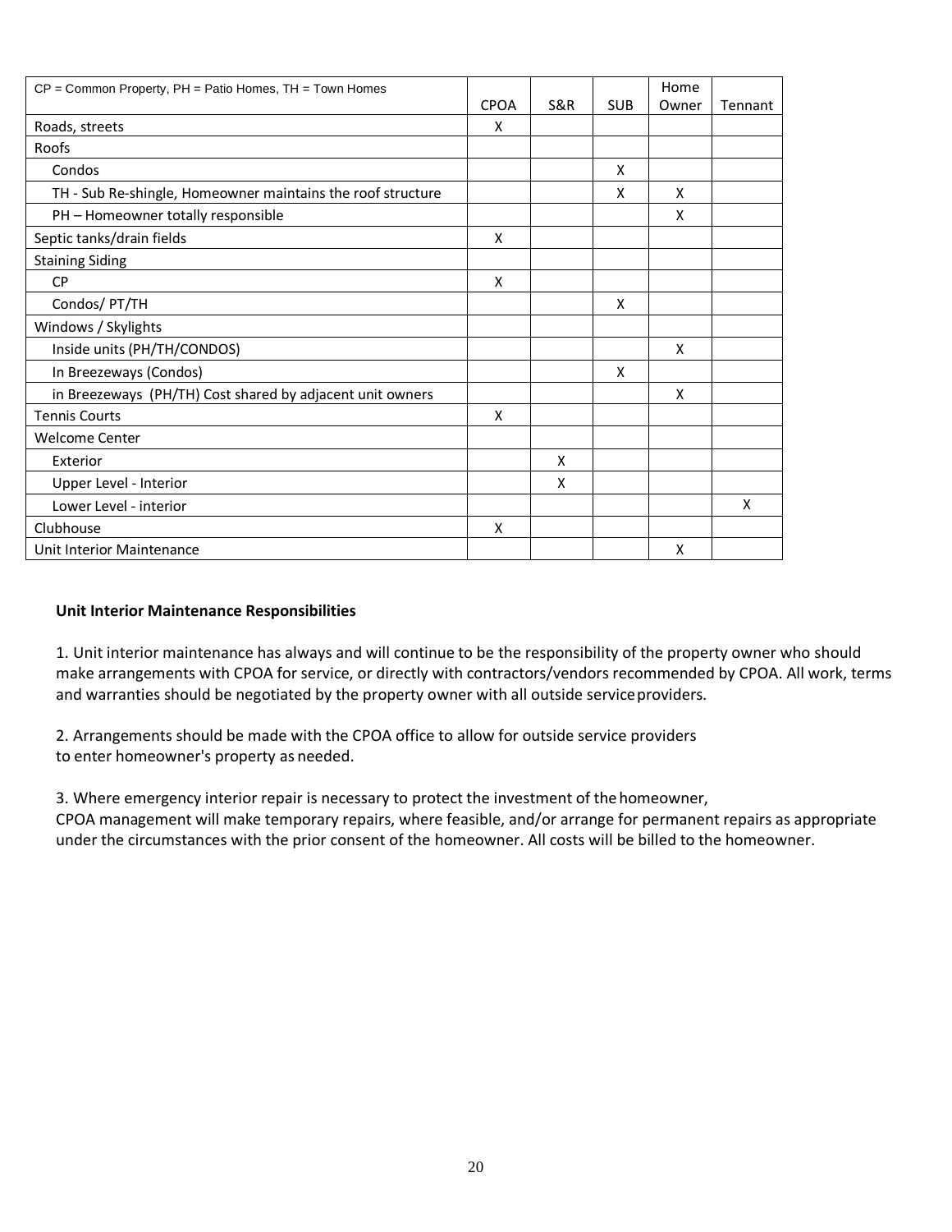| CP = Common Property, PH = Patio Homes, TH = Town Homes | CPOA | S&R | SUB | Home Owner | Tennant |
|---|---|---|---|---|---|
| Roads, streets | X | | | | |
| Roofs | | | | | |
| Condos | | | X | | |
| TH - Sub Re-shingle, Homeowner maintains the roof structure | | | X | X | |
| PH – Homeowner totally responsible | | | | X | |
| Septic tanks/drain fields | X | | | | |
| Staining Siding | | | | | |
| CP | X | | | | |
| Condos/ PT/TH | | | X | | |
| Windows / Skylights | | | | | |
| Inside units (PH/TH/CONDOS) | | | | X | |
| In Breezeways (Condos) | | | X | | |
| in Breezeways (PH/TH) Cost shared by adjacent unit owners | | | | X | |
| Tennis Courts | X | | | | |
| Welcome Center | | | | | |
| Exterior | | X | | | |
| Upper Level - Interior | | X | | | |
| Lower Level - interior | | | | | X |
| Clubhouse | X | | | | |
| Unit Interior Maintenance | | | | X | |

**Unit Interior Maintenance Responsibilities**

1. Unit interior maintenance has always and will continue to be the responsibility of the property owner who should make arrangements with CPOA for service, or directly with contractors/vendors recommended by CPOA. All work, terms and warranties should be negotiated by the property owner with all outside service providers.

2. Arrangements should be made with the CPOA office to allow for outside service providers to enter homeowner's property as needed.

3. Where emergency interior repair is necessary to protect the investment of the homeowner, CPOA management will make temporary repairs, where feasible, and/or arrange for permanent repairs as appropriate under the circumstances with the prior consent of the homeowner. All costs will be billed to the homeowner.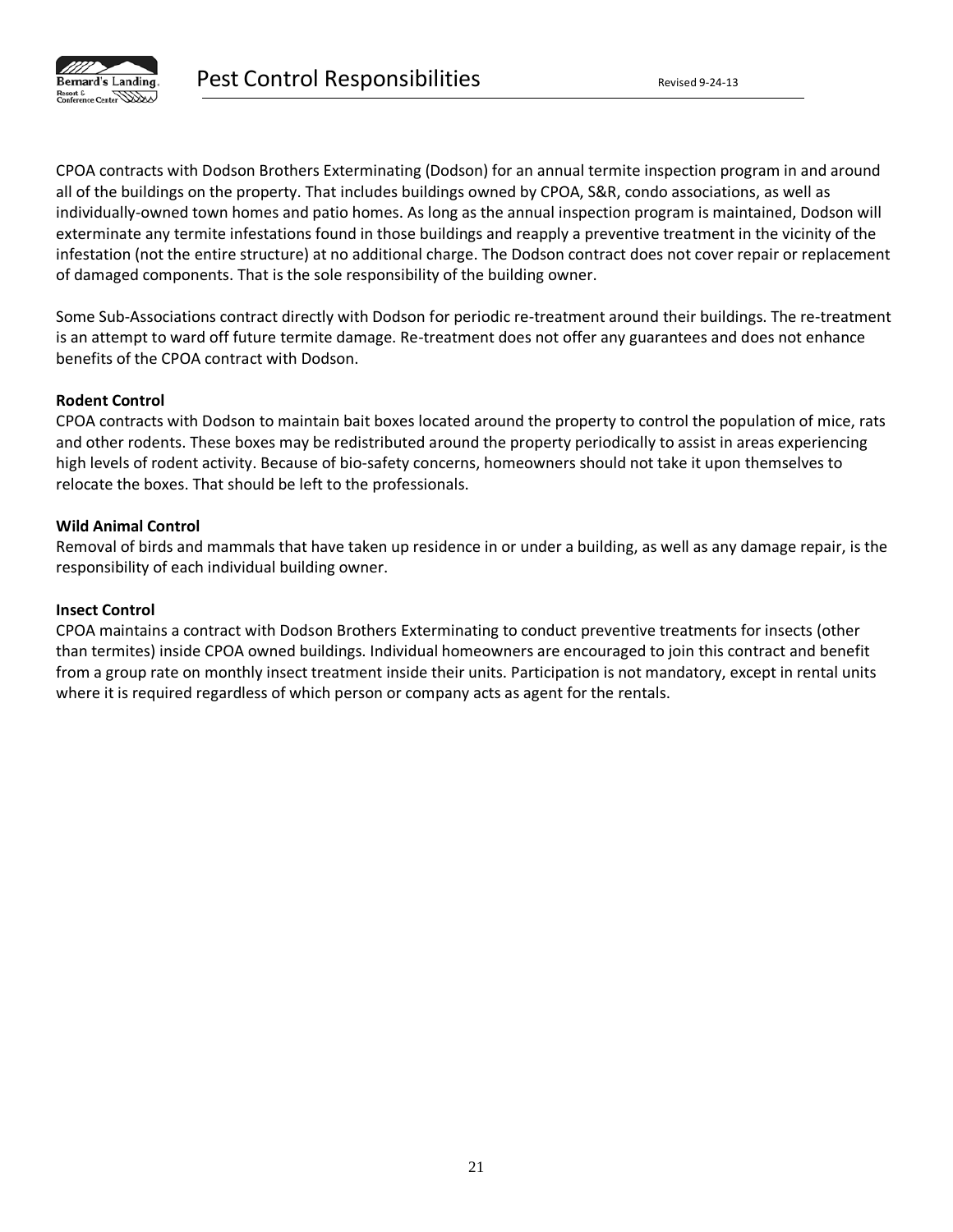# Pest Control Responsibilities

Revised 9-24-13

CPOA contracts with Dodson Brothers Exterminating (Dodson) for an annual termite inspection program in and around all of the buildings on the property. That includes buildings owned by CPOA, S&R, condo associations, as well as individually-owned town homes and patio homes. As long as the annual inspection program is maintained, Dodson will exterminate any termite infestations found in those buildings and reapply a preventive treatment in the vicinity of the infestation (not the entire structure) at no additional charge. The Dodson contract does not cover repair or replacement of damaged components. That is the sole responsibility of the building owner.

Some Sub-Associations contract directly with Dodson for periodic re-treatment around their buildings. The re-treatment is an attempt to ward off future termite damage. Re-treatment does not offer any guarantees and does not enhance benefits of the CPOA contract with Dodson.

**Rodent Control**
CPOA contracts with Dodson to maintain bait boxes located around the property to control the population of mice, rats and other rodents. These boxes may be redistributed around the property periodically to assist in areas experiencing high levels of rodent activity. Because of bio-safety concerns, homeowners should not take it upon themselves to relocate the boxes. That should be left to the professionals.

**Wild Animal Control**
Removal of birds and mammals that have taken up residence in or under a building, as well as any damage repair, is the responsibility of each individual building owner.

**Insect Control**
CPOA maintains a contract with Dodson Brothers Exterminating to conduct preventive treatments for insects (other than termites) inside CPOA owned buildings. Individual homeowners are encouraged to join this contract and benefit from a group rate on monthly insect treatment inside their units. Participation is not mandatory, except in rental units where it is required regardless of which person or company acts as agent for the rentals.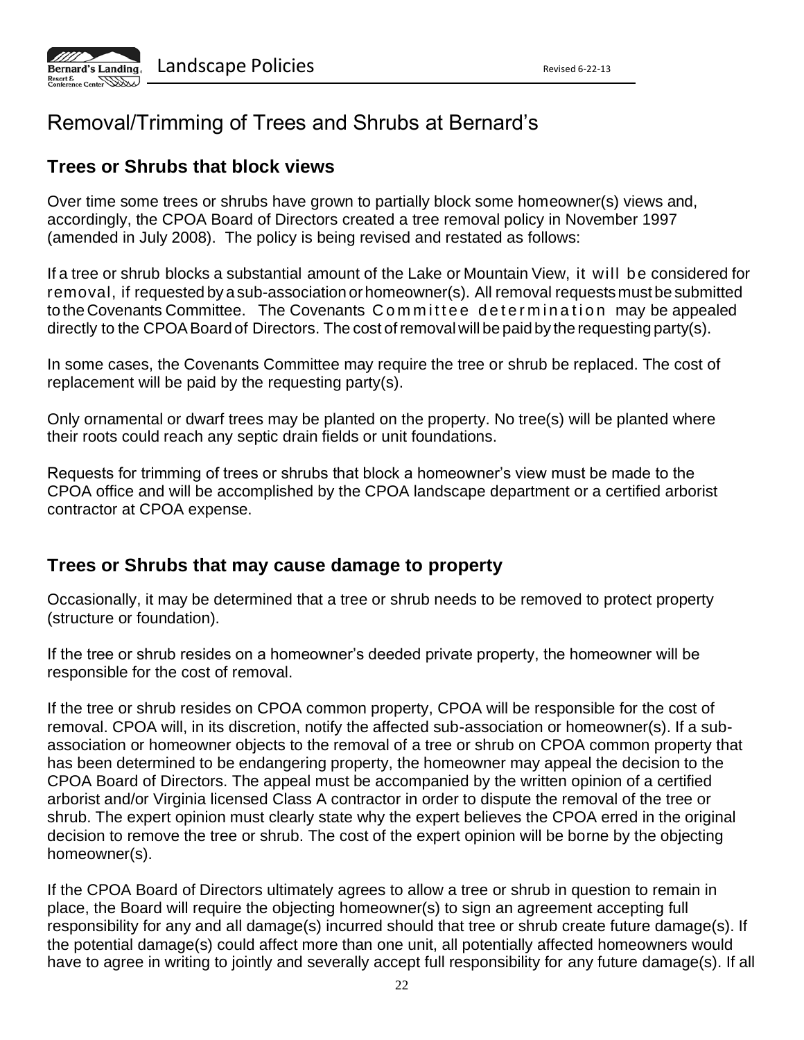# Removal/Trimming of Trees and Shrubs at Bernard's

## Trees or Shrubs that block views

Over time some trees or shrubs have grown to partially block some homeowner(s) views and, accordingly, the CPOA Board of Directors created a tree removal policy in November 1997 (amended in July 2008). The policy is being revised and restated as follows:

If a tree or shrub blocks a substantial amount of the Lake or Mountain View, it will be considered for removal, if requested by a sub-association or homeowner(s). All removal requests must be submitted to the Covenants Committee. The Covenants Committee determination may be appealed directly to the CPOA Board of Directors. The cost of removal will be paid by the requesting party(s).

In some cases, the Covenants Committee may require the tree or shrub be replaced. The cost of replacement will be paid by the requesting party(s).

Only ornamental or dwarf trees may be planted on the property. No tree(s) will be planted where their roots could reach any septic drain fields or unit foundations.

Requests for trimming of trees or shrubs that block a homeowner's view must be made to the CPOA office and will be accomplished by the CPOA landscape department or a certified arborist contractor at CPOA expense.

## Trees or Shrubs that may cause damage to property

Occasionally, it may be determined that a tree or shrub needs to be removed to protect property (structure or foundation).

If the tree or shrub resides on a homeowner's deeded private property, the homeowner will be responsible for the cost of removal.

If the tree or shrub resides on CPOA common property, CPOA will be responsible for the cost of removal. CPOA will, in its discretion, notify the affected sub-association or homeowner(s). If a sub-association or homeowner objects to the removal of a tree or shrub on CPOA common property that has been determined to be endangering property, the homeowner may appeal the decision to the CPOA Board of Directors. The appeal must be accompanied by the written opinion of a certified arborist and/or Virginia licensed Class A contractor in order to dispute the removal of the tree or shrub. The expert opinion must clearly state why the expert believes the CPOA erred in the original decision to remove the tree or shrub. The cost of the expert opinion will be borne by the objecting homeowner(s).

If the CPOA Board of Directors ultimately agrees to allow a tree or shrub in question to remain in place, the Board will require the objecting homeowner(s) to sign an agreement accepting full responsibility for any and all damage(s) incurred should that tree or shrub create future damage(s). If the potential damage(s) could affect more than one unit, all potentially affected homeowners would have to agree in writing to jointly and severally accept full responsibility for any future damage(s). If all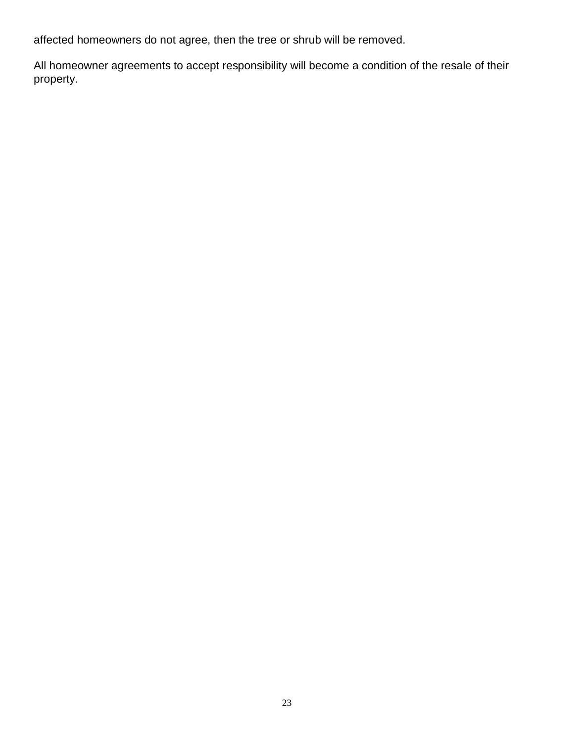affected homeowners do not agree, then the tree or shrub will be removed.

All homeowner agreements to accept responsibility will become a condition of the resale of their property.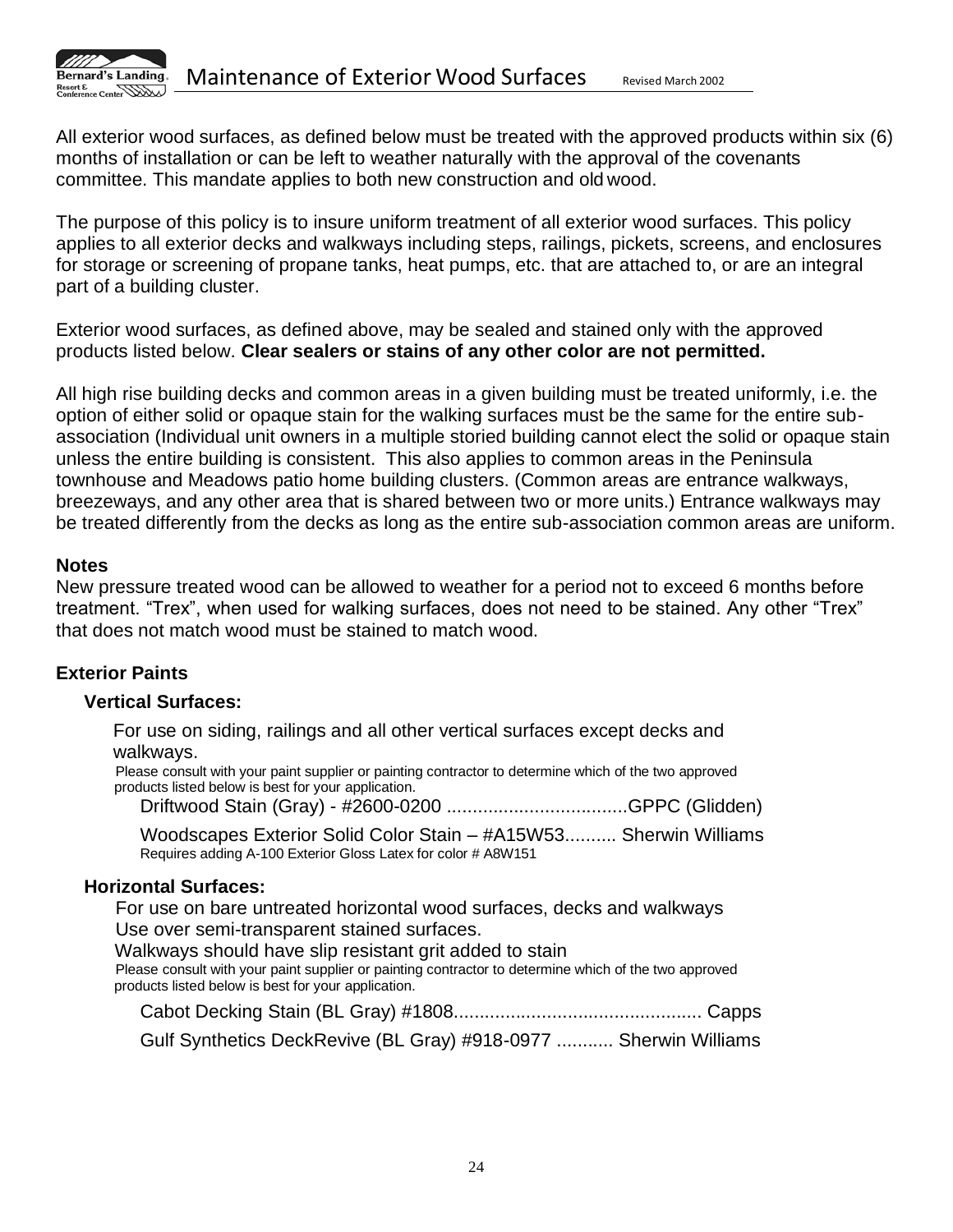# Maintenance of Exterior Wood Surfaces

Revised March 2002

All exterior wood surfaces, as defined below must be treated with the approved products within six (6) months of installation or can be left to weather naturally with the approval of the covenants committee. This mandate applies to both new construction and old wood.

The purpose of this policy is to insure uniform treatment of all exterior wood surfaces. This policy applies to all exterior decks and walkways including steps, railings, pickets, screens, and enclosures for storage or screening of propane tanks, heat pumps, etc. that are attached to, or are an integral part of a building cluster.

Exterior wood surfaces, as defined above, may be sealed and stained only with the approved products listed below. **Clear sealers or stains of any other color are not permitted.**

All high rise building decks and common areas in a given building must be treated uniformly, i.e. the option of either solid or opaque stain for the walking surfaces must be the same for the entire sub-association (Individual unit owners in a multiple storied building cannot elect the solid or opaque stain unless the entire building is consistent. This also applies to common areas in the Peninsula townhouse and Meadows patio home building clusters. (Common areas are entrance walkways, breezeways, and any other area that is shared between two or more units.) Entrance walkways may be treated differently from the decks as long as the entire sub-association common areas are uniform.

**Notes**

New pressure treated wood can be allowed to weather for a period not to exceed 6 months before treatment. “Trex”, when used for walking surfaces, does not need to be stained. Any other “Trex” that does not match wood must be stained to match wood.

## Exterior Paints

### Vertical Surfaces:

For use on siding, railings and all other vertical surfaces except decks and walkways.

Please consult with your paint supplier or painting contractor to determine which of the two approved products listed below is best for your application.

Driftwood Stain (Gray) - #2600-0200 ...................................GPPC (Glidden)

Woodscapes Exterior Solid Color Stain – #A15W53.......... Sherwin Williams
Requires adding A-100 Exterior Gloss Latex for color # A8W151

### Horizontal Surfaces:

For use on bare untreated horizontal wood surfaces, decks and walkways
Use over semi-transparent stained surfaces.
Walkways should have slip resistant grit added to stain
Please consult with your paint supplier or painting contractor to determine which of the two approved products listed below is best for your application.

Cabot Decking Stain (BL Gray) #1808............................................... Capps

Gulf Synthetics DeckRevive (BL Gray) #918-0977 ........... Sherwin Williams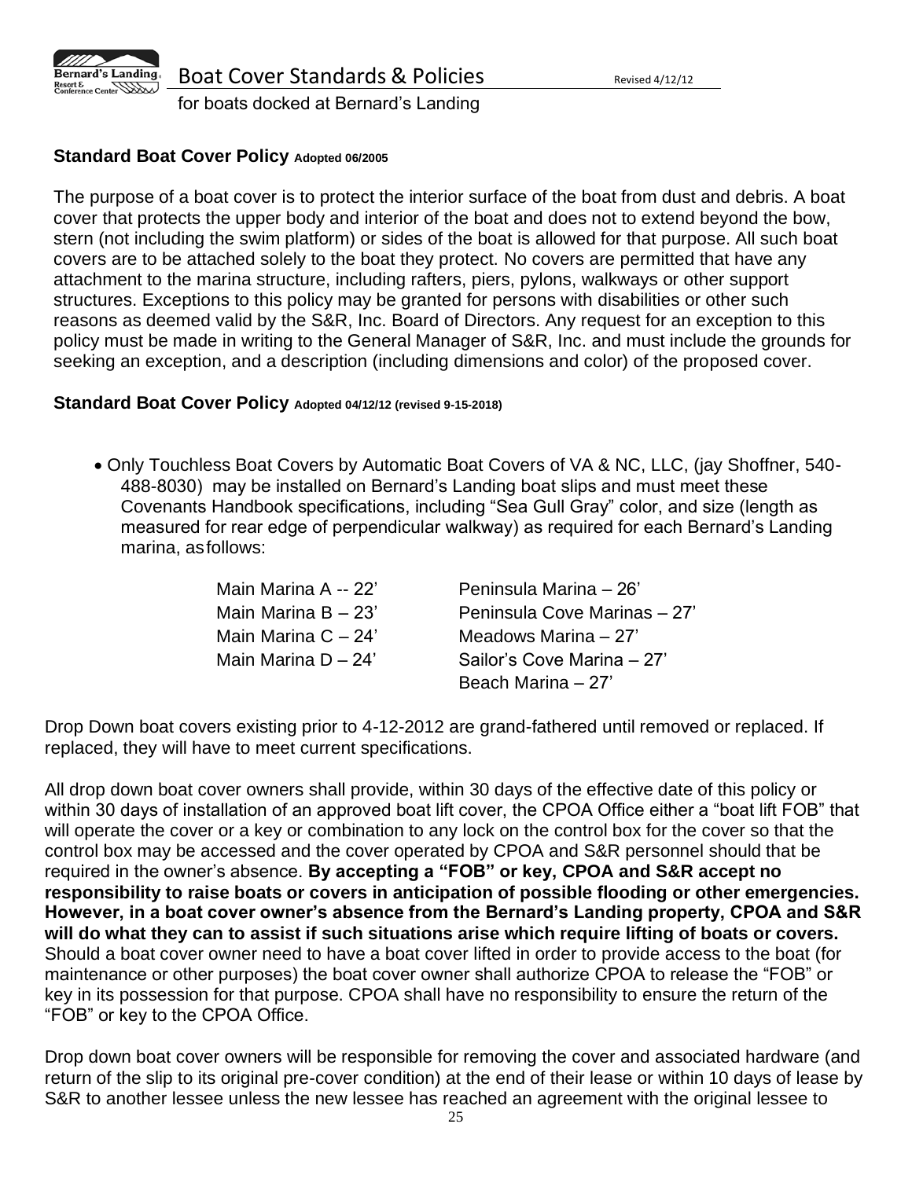# Boat Cover Standards & Policies

Revised 4/12/12

for boats docked at Bernard's Landing

### Standard Boat Cover Policy Adopted 06/2005

The purpose of a boat cover is to protect the interior surface of the boat from dust and debris. A boat cover that protects the upper body and interior of the boat and does not to extend beyond the bow, stern (not including the swim platform) or sides of the boat is allowed for that purpose. All such boat covers are to be attached solely to the boat they protect. No covers are permitted that have any attachment to the marina structure, including rafters, piers, pylons, walkways or other support structures. Exceptions to this policy may be granted for persons with disabilities or other such reasons as deemed valid by the S&R, Inc. Board of Directors. Any request for an exception to this policy must be made in writing to the General Manager of S&R, Inc. and must include the grounds for seeking an exception, and a description (including dimensions and color) of the proposed cover.

### Standard Boat Cover Policy Adopted 04/12/12 (revised 9-15-2018)

- Only Touchless Boat Covers by Automatic Boat Covers of VA & NC, LLC, (jay Shoffner, 540-488-8030) may be installed on Bernard's Landing boat slips and must meet these Covenants Handbook specifications, including "Sea Gull Gray" color, and size (length as measured for rear edge of perpendicular walkway) as required for each Bernard's Landing marina, asfollows:

| | |
|---|---|
| Main Marina A -- 22' | Peninsula Marina – 26' |
| Main Marina B – 23' | Peninsula Cove Marinas – 27' |
| Main Marina C – 24' | Meadows Marina – 27' |
| Main Marina D – 24' | Sailor's Cove Marina – 27' |
| | Beach Marina – 27' |

Drop Down boat covers existing prior to 4-12-2012 are grand-fathered until removed or replaced. If replaced, they will have to meet current specifications.

All drop down boat cover owners shall provide, within 30 days of the effective date of this policy or within 30 days of installation of an approved boat lift cover, the CPOA Office either a "boat lift FOB" that will operate the cover or a key or combination to any lock on the control box for the cover so that the control box may be accessed and the cover operated by CPOA and S&R personnel should that be required in the owner's absence. **By accepting a "FOB" or key, CPOA and S&R accept no responsibility to raise boats or covers in anticipation of possible flooding or other emergencies. However, in a boat cover owner's absence from the Bernard's Landing property, CPOA and S&R will do what they can to assist if such situations arise which require lifting of boats or covers.** Should a boat cover owner need to have a boat cover lifted in order to provide access to the boat (for maintenance or other purposes) the boat cover owner shall authorize CPOA to release the "FOB" or key in its possession for that purpose. CPOA shall have no responsibility to ensure the return of the "FOB" or key to the CPOA Office.

Drop down boat cover owners will be responsible for removing the cover and associated hardware (and return of the slip to its original pre-cover condition) at the end of their lease or within 10 days of lease by S&R to another lessee unless the new lessee has reached an agreement with the original lessee to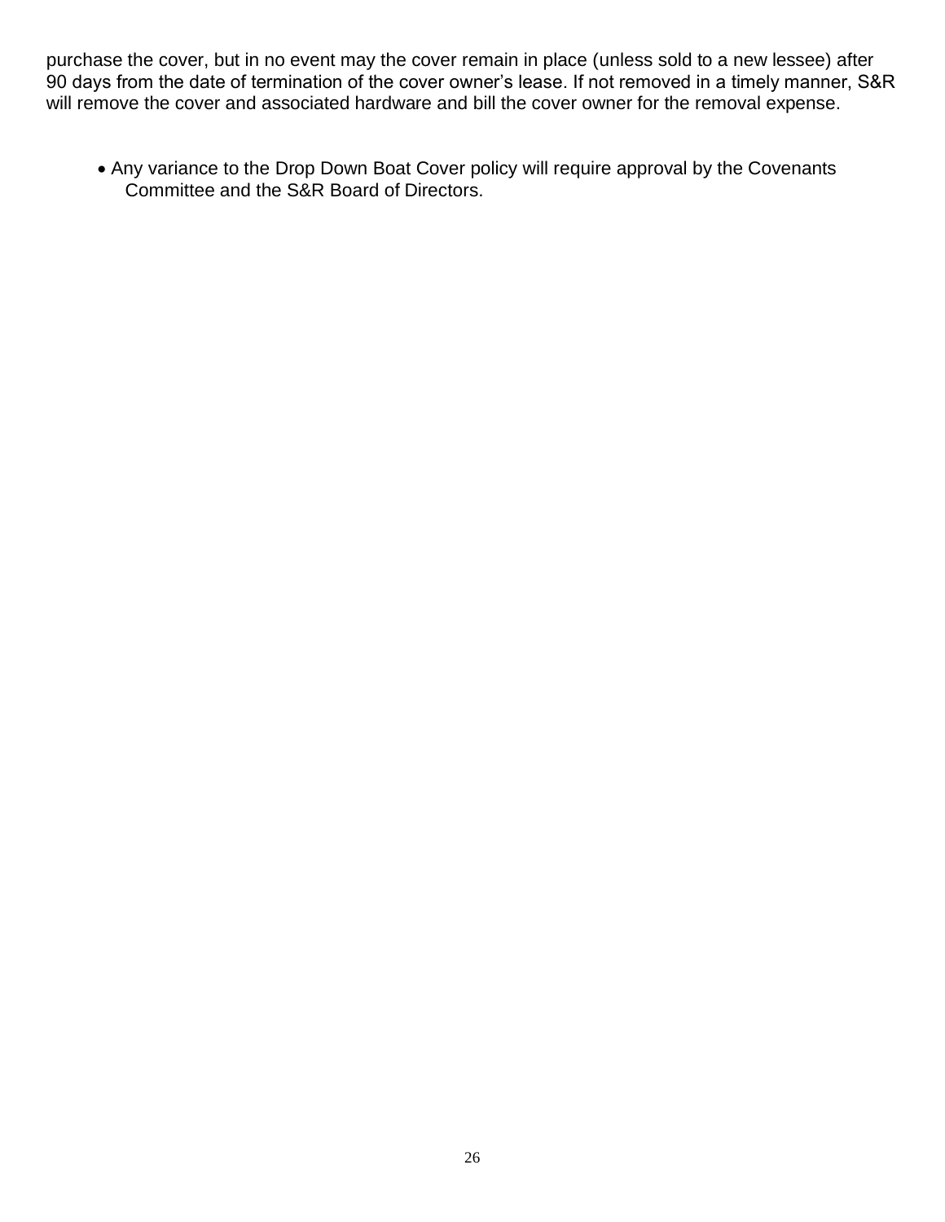purchase the cover, but in no event may the cover remain in place (unless sold to a new lessee) after 90 days from the date of termination of the cover owner's lease. If not removed in a timely manner, S&R will remove the cover and associated hardware and bill the cover owner for the removal expense.

- Any variance to the Drop Down Boat Cover policy will require approval by the Covenants Committee and the S&R Board of Directors.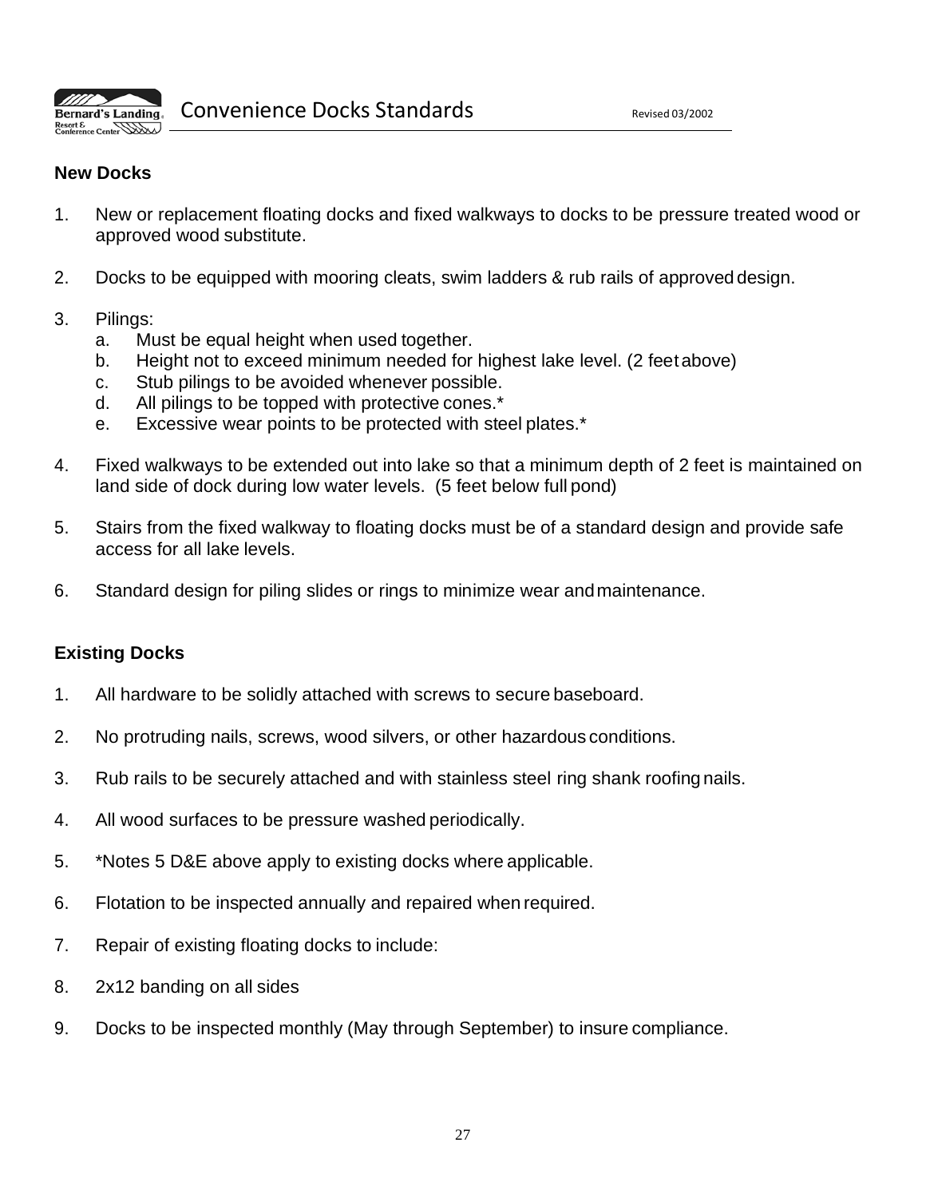# Convenience Docks Standards

Revised 03/2002

## New Docks

1. New or replacement floating docks and fixed walkways to docks to be pressure treated wood or approved wood substitute.

2. Docks to be equipped with mooring cleats, swim ladders & rub rails of approved design.

3. Pilings:
   a. Must be equal height when used together.
   b. Height not to exceed minimum needed for highest lake level. (2 feet above)
   c. Stub pilings to be avoided whenever possible.
   d. All pilings to be topped with protective cones.*
   e. Excessive wear points to be protected with steel plates.*

4. Fixed walkways to be extended out into lake so that a minimum depth of 2 feet is maintained on land side of dock during low water levels. (5 feet below full pond)

5. Stairs from the fixed walkway to floating docks must be of a standard design and provide safe access for all lake levels.

6. Standard design for piling slides or rings to minimize wear and maintenance.

## Existing Docks

1. All hardware to be solidly attached with screws to secure baseboard.

2. No protruding nails, screws, wood silvers, or other hazardous conditions.

3. Rub rails to be securely attached and with stainless steel ring shank roofing nails.

4. All wood surfaces to be pressure washed periodically.

5. *Notes 5 D&E above apply to existing docks where applicable.

6. Flotation to be inspected annually and repaired when required.

7. Repair of existing floating docks to include:

8. 2x12 banding on all sides

9. Docks to be inspected monthly (May through September) to insure compliance.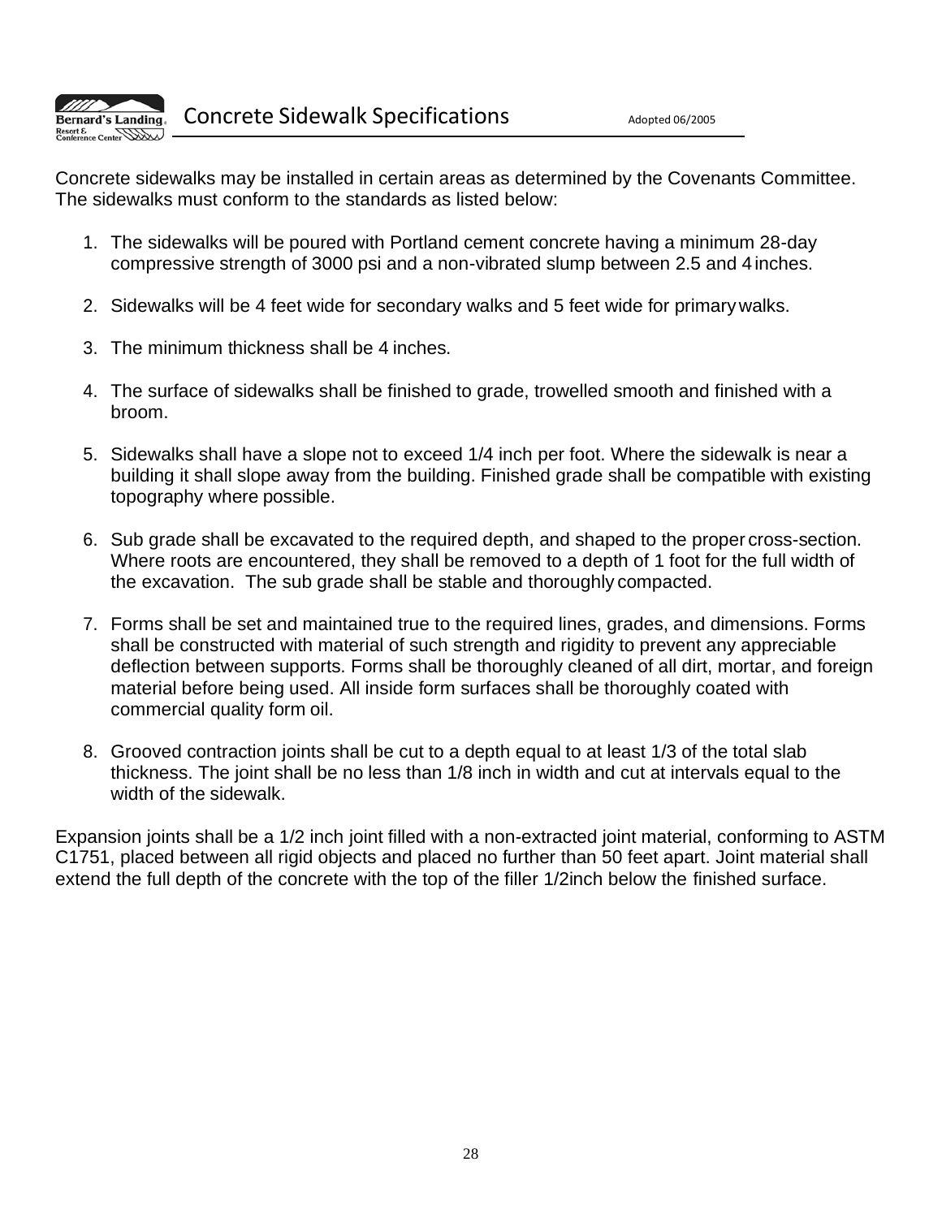# Concrete Sidewalk Specifications

Adopted 06/2005

Concrete sidewalks may be installed in certain areas as determined by the Covenants Committee. The sidewalks must conform to the standards as listed below:

1. The sidewalks will be poured with Portland cement concrete having a minimum 28-day compressive strength of 3000 psi and a non-vibrated slump between 2.5 and 4 inches.

2. Sidewalks will be 4 feet wide for secondary walks and 5 feet wide for primary walks.

3. The minimum thickness shall be 4 inches.

4. The surface of sidewalks shall be finished to grade, trowelled smooth and finished with a broom.

5. Sidewalks shall have a slope not to exceed 1/4 inch per foot. Where the sidewalk is near a building it shall slope away from the building. Finished grade shall be compatible with existing topography where possible.

6. Sub grade shall be excavated to the required depth, and shaped to the proper cross-section. Where roots are encountered, they shall be removed to a depth of 1 foot for the full width of the excavation. The sub grade shall be stable and thoroughly compacted.

7. Forms shall be set and maintained true to the required lines, grades, and dimensions. Forms shall be constructed with material of such strength and rigidity to prevent any appreciable deflection between supports. Forms shall be thoroughly cleaned of all dirt, mortar, and foreign material before being used. All inside form surfaces shall be thoroughly coated with commercial quality form oil.

8. Grooved contraction joints shall be cut to a depth equal to at least 1/3 of the total slab thickness. The joint shall be no less than 1/8 inch in width and cut at intervals equal to the width of the sidewalk.

Expansion joints shall be a 1/2 inch joint filled with a non-extracted joint material, conforming to ASTM C1751, placed between all rigid objects and placed no further than 50 feet apart. Joint material shall extend the full depth of the concrete with the top of the filler 1/2inch below the finished surface.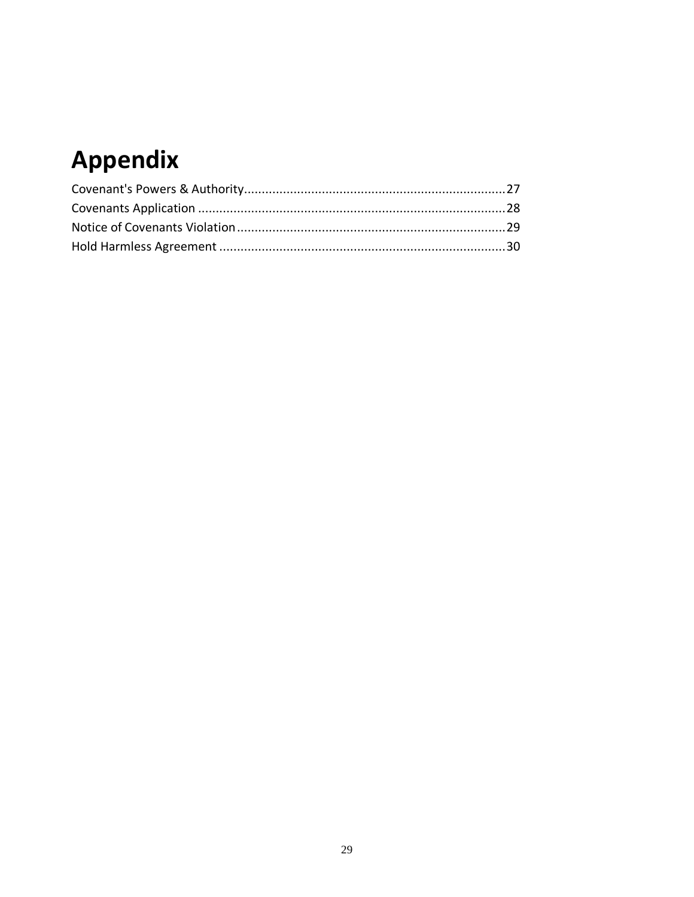# Appendix

Covenant's Powers & Authority..........................................................................27
Covenants Application ......................................................................................28
Notice of Covenants Violation...........................................................................29
Hold Harmless Agreement ................................................................................30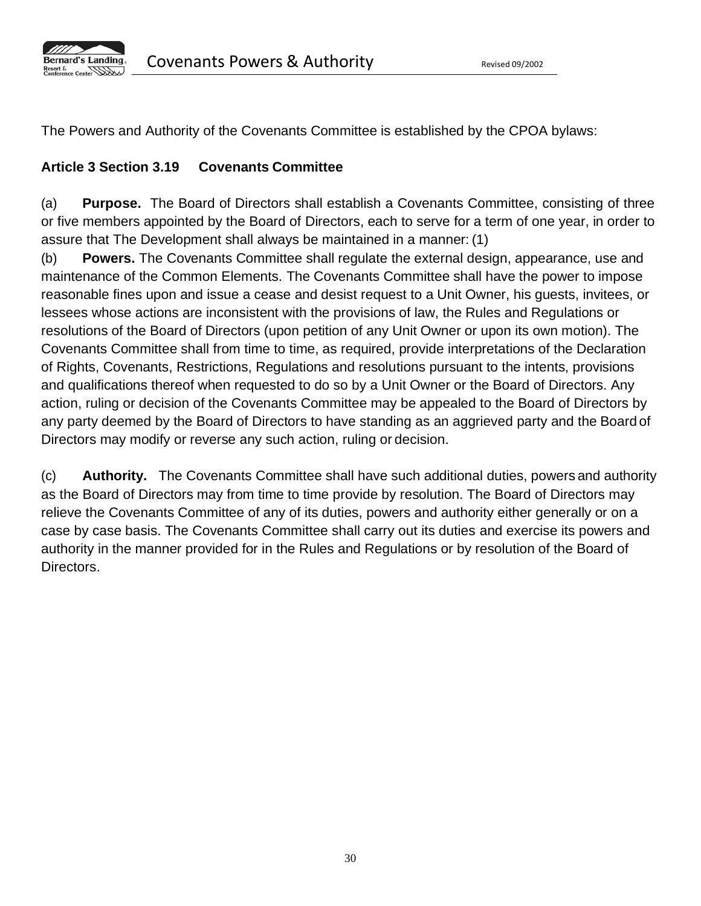The Powers and Authority of the Covenants Committee is established by the CPOA bylaws:

**Article 3 Section 3.19 Covenants Committee**

(a) **Purpose.** The Board of Directors shall establish a Covenants Committee, consisting of three or five members appointed by the Board of Directors, each to serve for a term of one year, in order to assure that The Development shall always be maintained in a manner: (1)

(b) **Powers.** The Covenants Committee shall regulate the external design, appearance, use and maintenance of the Common Elements. The Covenants Committee shall have the power to impose reasonable fines upon and issue a cease and desist request to a Unit Owner, his guests, invitees, or lessees whose actions are inconsistent with the provisions of law, the Rules and Regulations or resolutions of the Board of Directors (upon petition of any Unit Owner or upon its own motion). The Covenants Committee shall from time to time, as required, provide interpretations of the Declaration of Rights, Covenants, Restrictions, Regulations and resolutions pursuant to the intents, provisions and qualifications thereof when requested to do so by a Unit Owner or the Board of Directors. Any action, ruling or decision of the Covenants Committee may be appealed to the Board of Directors by any party deemed by the Board of Directors to have standing as an aggrieved party and the Board of Directors may modify or reverse any such action, ruling or decision.

(c) **Authority.** The Covenants Committee shall have such additional duties, powers and authority as the Board of Directors may from time to time provide by resolution. The Board of Directors may relieve the Covenants Committee of any of its duties, powers and authority either generally or on a case by case basis. The Covenants Committee shall carry out its duties and exercise its powers and authority in the manner provided for in the Rules and Regulations or by resolution of the Board of Directors.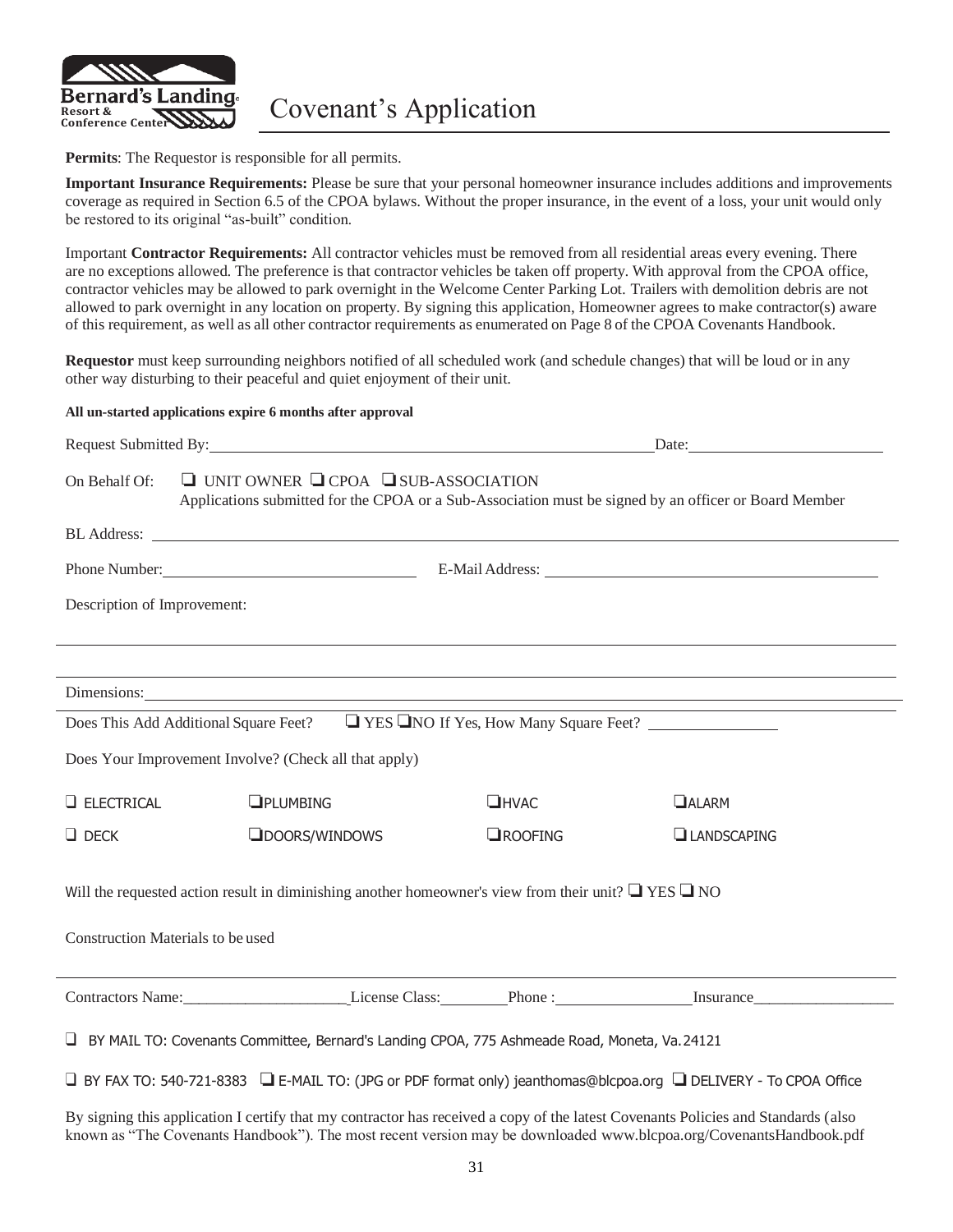# Covenant's Application

**Permits**: The Requestor is responsible for all permits.

**Important Insurance Requirements:** Please be sure that your personal homeowner insurance includes additions and improvements coverage as required in Section 6.5 of the CPOA bylaws. Without the proper insurance, in the event of a loss, your unit would only be restored to its original "as-built" condition.

Important **Contractor Requirements:** All contractor vehicles must be removed from all residential areas every evening. There are no exceptions allowed. The preference is that contractor vehicles be taken off property. With approval from the CPOA office, contractor vehicles may be allowed to park overnight in the Welcome Center Parking Lot. Trailers with demolition debris are not allowed to park overnight in any location on property. By signing this application, Homeowner agrees to make contractor(s) aware of this requirement, as well as all other contractor requirements as enumerated on Page 8 of the CPOA Covenants Handbook.

**Requestor** must keep surrounding neighbors notified of all scheduled work (and schedule changes) that will be loud or in any other way disturbing to their peaceful and quiet enjoyment of their unit.

**All un-started applications expire 6 months after approval**

Request Submitted By:\_\_\_\_\_\_\_\_\_\_\_\_\_\_\_\_\_\_\_\_\_\_\_\_\_\_\_\_\_\_\_\_ Date:\_\_\_\_\_\_\_\_\_\_\_\_\_\_\_\_

On Behalf Of: ❑ UNIT OWNER ❑ CPOA ❑ SUB-ASSOCIATION
Applications submitted for the CPOA or a Sub-Association must be signed by an officer or Board Member

BL Address: \_\_\_\_\_\_\_\_\_\_\_\_\_\_\_\_\_\_\_\_\_\_\_\_\_\_\_\_\_\_\_\_\_\_\_\_\_\_\_\_

Phone Number:\_\_\_\_\_\_\_\_\_\_\_\_\_\_\_\_\_\_\_\_ E-Mail Address: \_\_\_\_\_\_\_\_\_\_\_\_\_\_\_\_\_\_\_\_\_\_\_\_

Description of Improvement:

\_\_\_\_\_\_\_\_\_\_\_\_\_\_\_\_\_\_\_\_\_\_\_\_\_\_\_\_\_\_\_\_\_\_\_\_\_\_\_\_\_\_\_\_\_\_\_\_\_\_\_\_\_\_

\_\_\_\_\_\_\_\_\_\_\_\_\_\_\_\_\_\_\_\_\_\_\_\_\_\_\_\_\_\_\_\_\_\_\_\_\_\_\_\_\_\_\_\_\_\_\_\_\_\_\_\_\_\_

Dimensions:\_\_\_\_\_\_\_\_\_\_\_\_\_\_\_\_\_\_\_\_\_\_\_\_\_\_\_\_\_\_\_\_\_\_\_\_\_\_\_\_\_\_\_\_\_\_

Does This Add Additional Square Feet? ❑ YES ❑NO If Yes, How Many Square Feet? \_\_\_\_\_\_\_\_\_\_\_\_

Does Your Improvement Involve? (Check all that apply)

| | | | |
|---|---|---|---|
| ❑ ELECTRICAL | ❑PLUMBING | ❑HVAC | ❑ALARM |
| ❑ DECK | ❑DOORS/WINDOWS | ❑ROOFING | ❑LANDSCAPING |

Will the requested action result in diminishing another homeowner's view from their unit? ❑ YES ❑ NO

Construction Materials to be used

\_\_\_\_\_\_\_\_\_\_\_\_\_\_\_\_\_\_\_\_\_\_\_\_\_\_\_\_\_\_\_\_\_\_\_\_\_\_\_\_\_\_\_\_\_\_\_\_\_\_\_\_\_\_

Contractors Name:\_\_\_\_\_\_\_\_\_\_\_\_\_\_\_\_\_\_\_\_\_ License Class:\_\_\_\_\_\_\_\_ Phone :\_\_\_\_\_\_\_\_\_\_\_\_\_\_\_\_ Insurance\_\_\_\_\_\_\_\_\_\_\_\_\_\_\_\_\_\_

❑ BY MAIL TO: Covenants Committee, Bernard's Landing CPOA, 775 Ashmeade Road, Moneta, Va.24121

❑ BY FAX TO: 540-721-8383 ❑ E-MAIL TO: (JPG or PDF format only) jeanthomas@blcpoa.org ❑ DELIVERY - To CPOA Office

By signing this application I certify that my contractor has received a copy of the latest Covenants Policies and Standards (also known as "The Covenants Handbook"). The most recent version may be downloaded www.blcpoa.org/CovenantsHandbook.pdf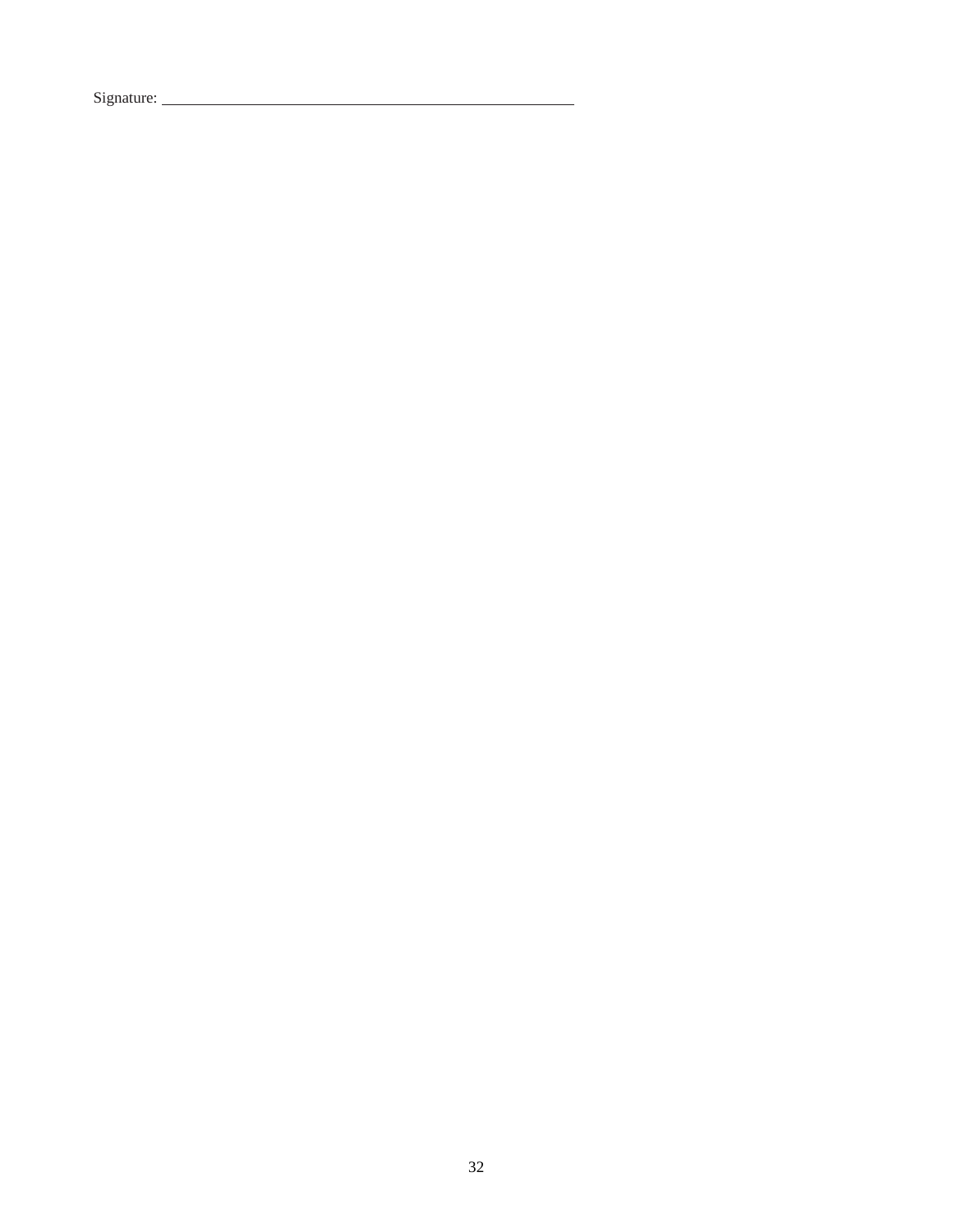Signature: ______________________________________________________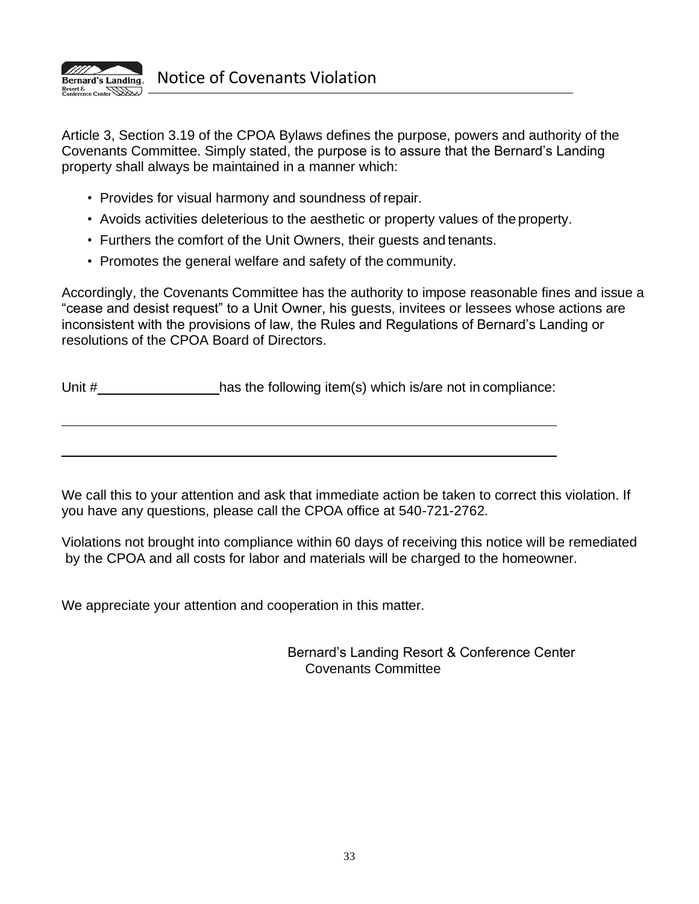# Notice of Covenants Violation

Article 3, Section 3.19 of the CPOA Bylaws defines the purpose, powers and authority of the Covenants Committee. Simply stated, the purpose is to assure that the Bernard's Landing property shall always be maintained in a manner which:

- Provides for visual harmony and soundness of repair.
- Avoids activities deleterious to the aesthetic or property values of the property.
- Furthers the comfort of the Unit Owners, their guests and tenants.
- Promotes the general welfare and safety of the community.

Accordingly, the Covenants Committee has the authority to impose reasonable fines and issue a "cease and desist request" to a Unit Owner, his guests, invitees or lessees whose actions are inconsistent with the provisions of law, the Rules and Regulations of Bernard's Landing or resolutions of the CPOA Board of Directors.

Unit # ________________ has the following item(s) which is/are not in compliance:

______________________________________________________________________

______________________________________________________________________

We call this to your attention and ask that immediate action be taken to correct this violation. If you have any questions, please call the CPOA office at 540-721-2762.

Violations not brought into compliance within 60 days of receiving this notice will be remediated by the CPOA and all costs for labor and materials will be charged to the homeowner.

We appreciate your attention and cooperation in this matter.

Bernard's Landing Resort & Conference Center
Covenants Committee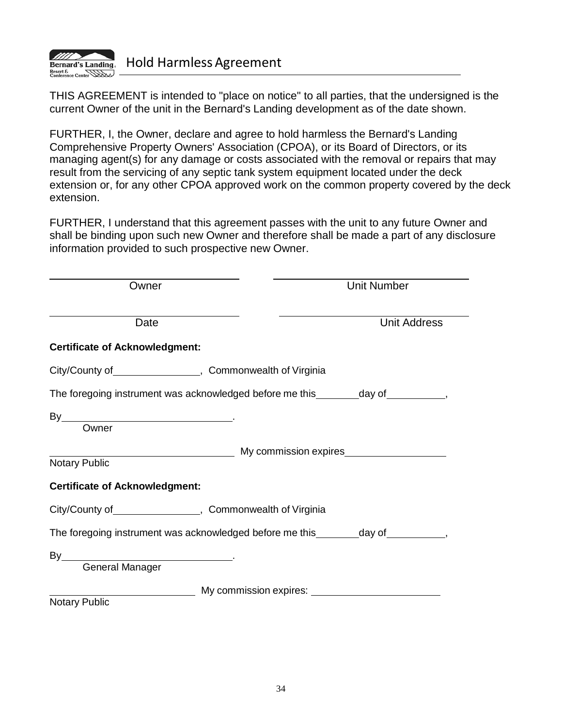## Hold Harmless Agreement

THIS AGREEMENT is intended to "place on notice" to all parties, that the undersigned is the current Owner of the unit in the Bernard's Landing development as of the date shown.

FURTHER, I, the Owner, declare and agree to hold harmless the Bernard's Landing Comprehensive Property Owners' Association (CPOA), or its Board of Directors, or its managing agent(s) for any damage or costs associated with the removal or repairs that may result from the servicing of any septic tank system equipment located under the deck extension or, for any other CPOA approved work on the common property covered by the deck extension.

FURTHER, I understand that this agreement passes with the unit to any future Owner and shall be binding upon such new Owner and therefore shall be made a part of any disclosure information provided to such prospective new Owner.

| | |
|---|---|
| ______________________________ | ______________________________ |
| Owner | Unit Number |
| ______________________________ | ______________________________ |
| Date | Unit Address |

**Certificate of Acknowledgment:**

City/County of________________, Commonwealth of Virginia

The foregoing instrument was acknowledged before me this________day of__________,

By______________________________.
Owner

______________________________ My commission expires__________________
Notary Public

**Certificate of Acknowledgment:**

City/County of________________, Commonwealth of Virginia

The foregoing instrument was acknowledged before me this________day of__________,

By______________________________.
General Manager

______________________________ My commission expires: ________________________
Notary Public